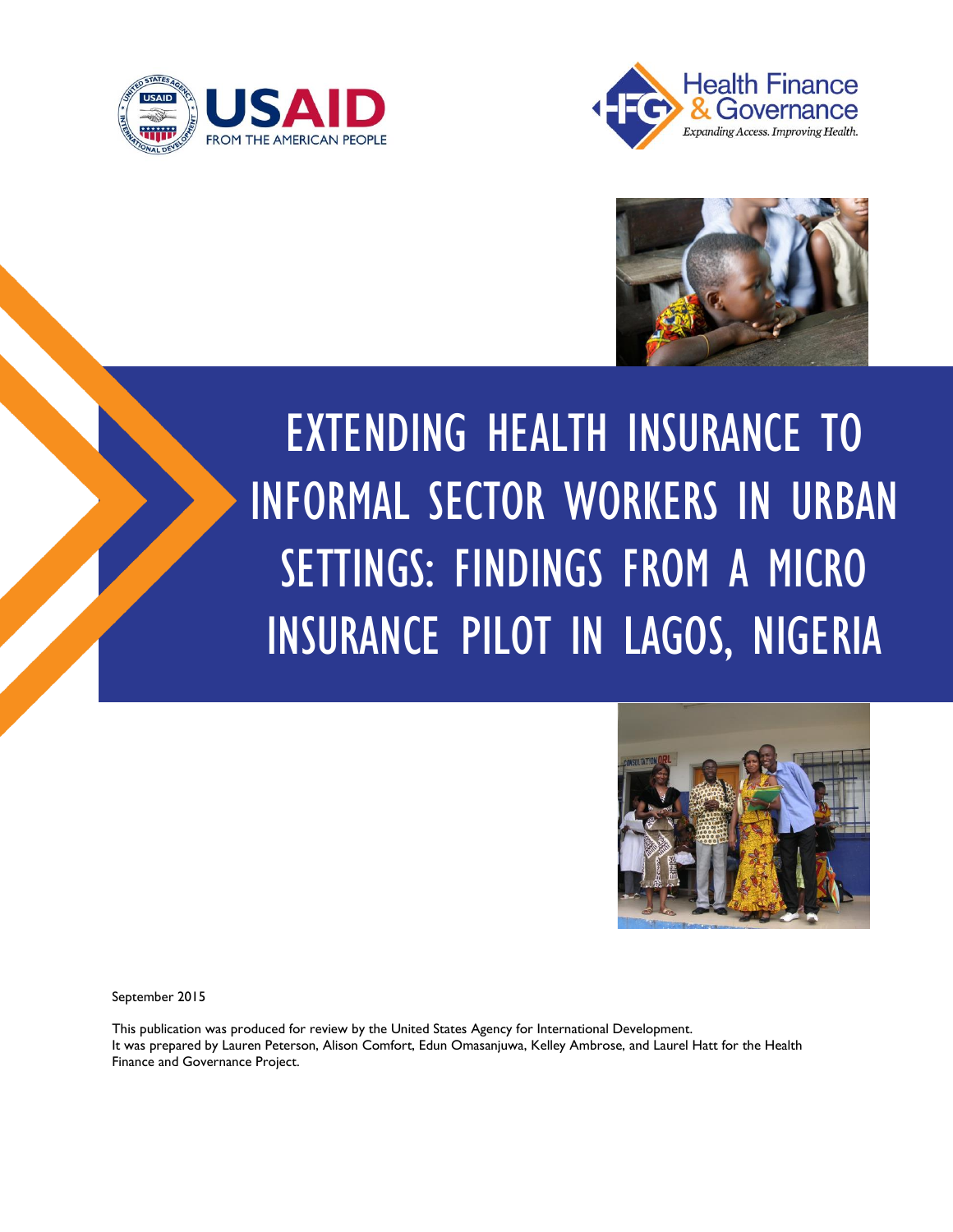# EXTENDING HEALTH INSURANCE TO INFORMAL SECTOR WORKERS IN URBAN SETTINGS: FINDINGS FROM A MICRO INSURANCE PILOT IN LAGOS, NIGERIA

September 2015

This publication was produced for review by the United States Agency for International Development. It was prepared by Lauren Peterson, Alison Comfort, Edun Omasanjuwa, Kelley Ambrose, and Laurel Hatt for the Health Finance and Governance Project.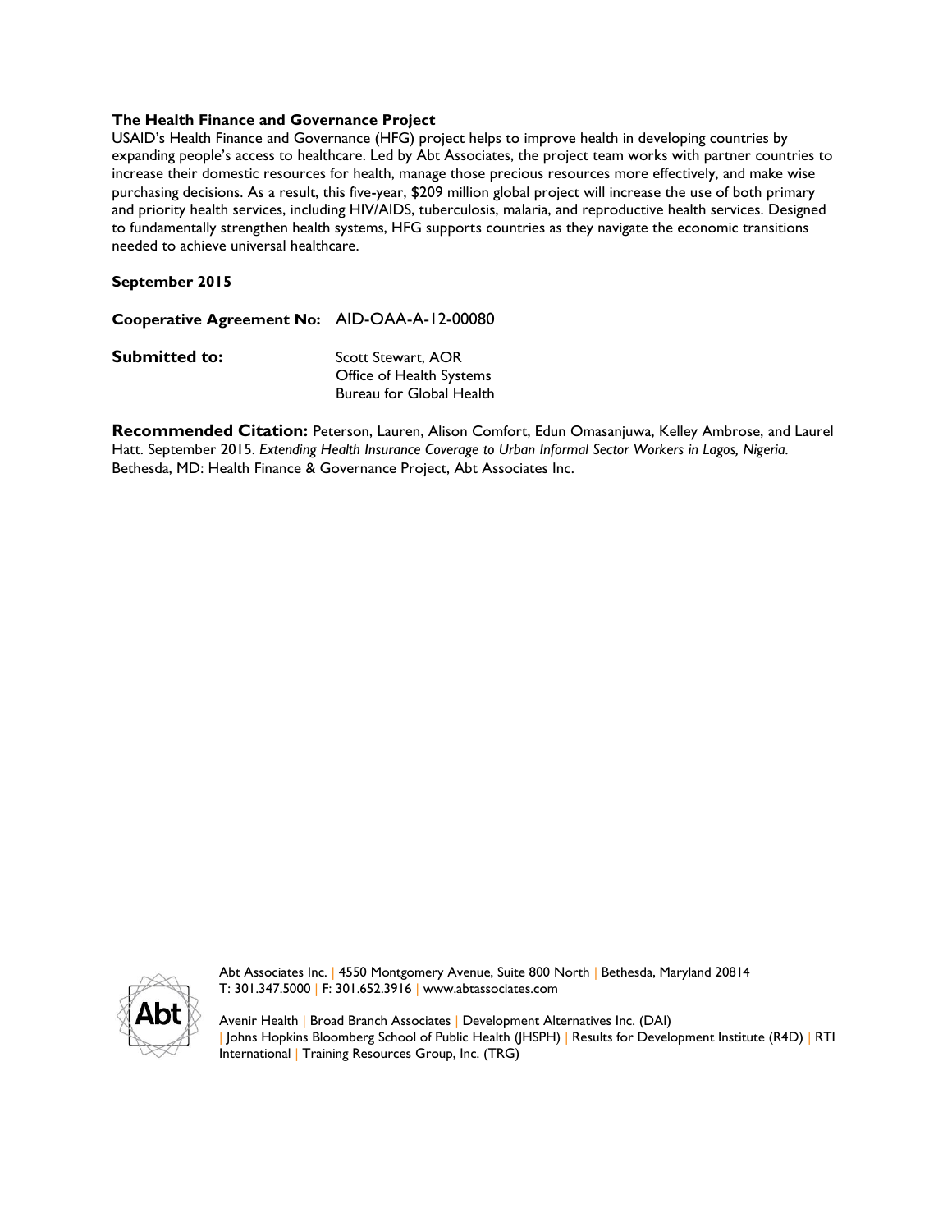**The Health Finance and Governance Project**
USAID's Health Finance and Governance (HFG) project helps to improve health in developing countries by expanding people's access to healthcare. Led by Abt Associates, the project team works with partner countries to increase their domestic resources for health, manage those precious resources more effectively, and make wise purchasing decisions. As a result, this five-year, $209 million global project will increase the use of both primary and priority health services, including HIV/AIDS, tuberculosis, malaria, and reproductive health services. Designed to fundamentally strengthen health systems, HFG supports countries as they navigate the economic transitions needed to achieve universal healthcare.

**September 2015**

**Cooperative Agreement No:** AID-OAA-A-12-00080

**Submitted to:** Scott Stewart, AOR
Office of Health Systems
Bureau for Global Health

**Recommended Citation:** Peterson, Lauren, Alison Comfort, Edun Omasanjuwa, Kelley Ambrose, and Laurel Hatt. September 2015. *Extending Health Insurance Coverage to Urban Informal Sector Workers in Lagos, Nigeria.* Bethesda, MD: Health Finance & Governance Project, Abt Associates Inc.

Abt Associates Inc. | 4550 Montgomery Avenue, Suite 800 North | Bethesda, Maryland 20814
T: 301.347.5000 | F: 301.652.3916 | www.abtassociates.com

Avenir Health | Broad Branch Associates | Development Alternatives Inc. (DAI) | Johns Hopkins Bloomberg School of Public Health (JHSPH) | Results for Development Institute (R4D) | RTI International | Training Resources Group, Inc. (TRG)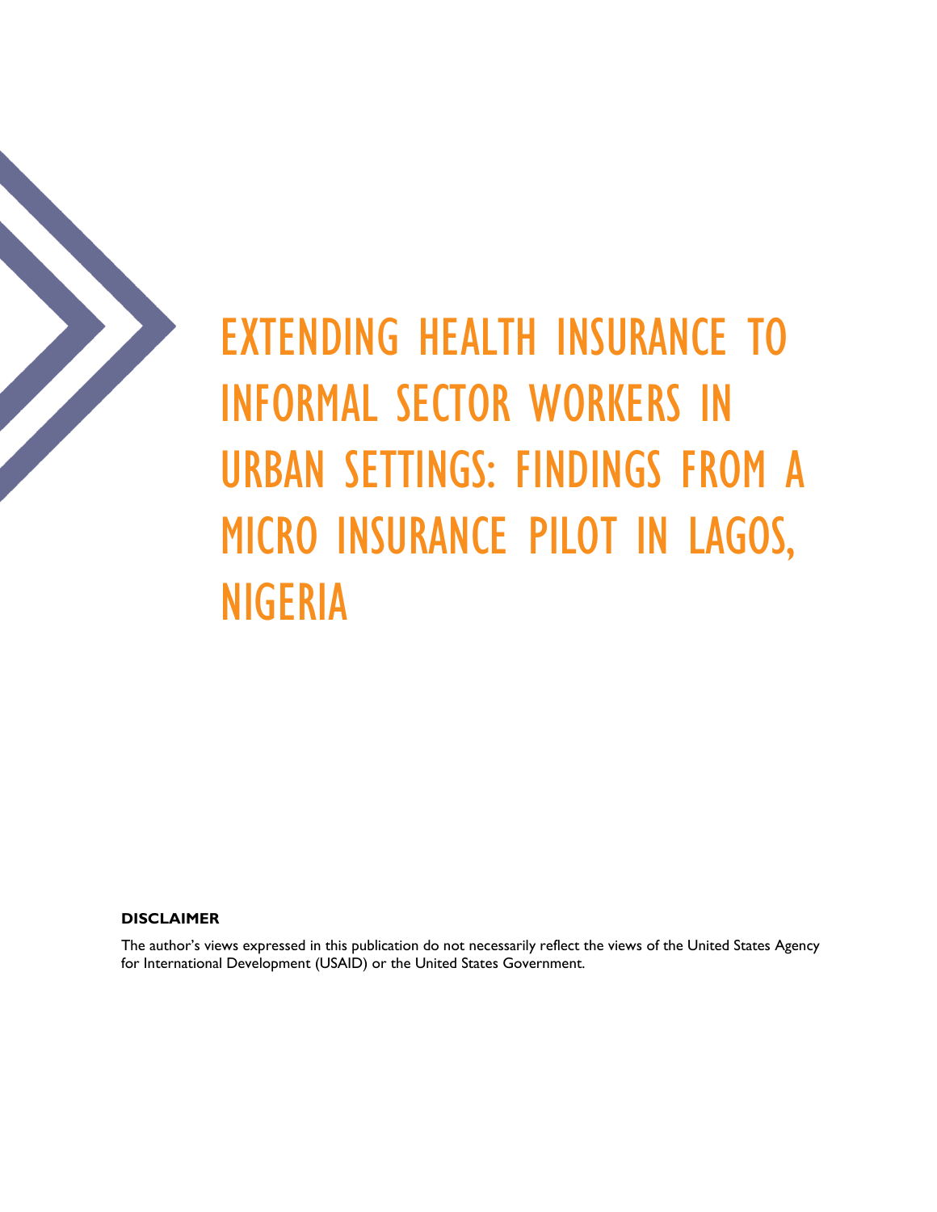# EXTENDING HEALTH INSURANCE TO INFORMAL SECTOR WORKERS IN URBAN SETTINGS: FINDINGS FROM A MICRO INSURANCE PILOT IN LAGOS, NIGERIA

**DISCLAIMER**

The author's views expressed in this publication do not necessarily reflect the views of the United States Agency for International Development (USAID) or the United States Government.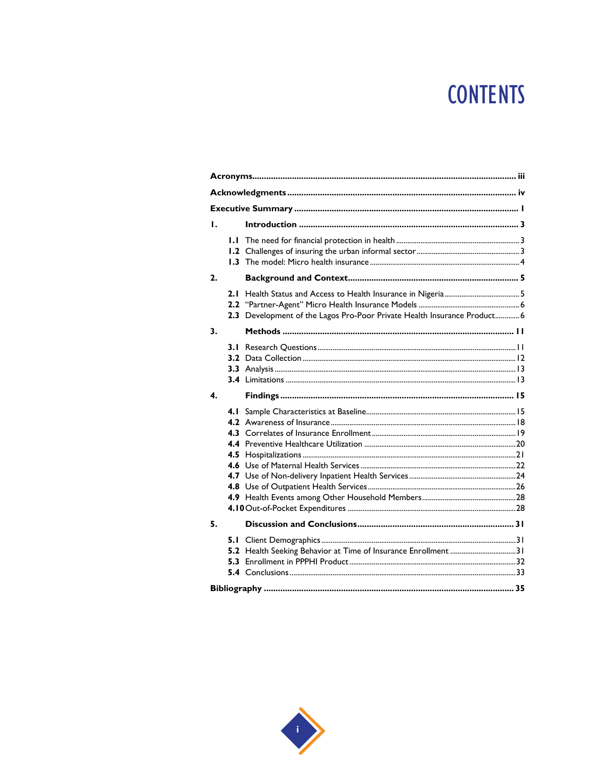# CONTENTS

| | | |
|---|---|---|
| **Acronyms** | | **iii** |
| **Acknowledgments** | | **iv** |
| **Executive Summary** | | **1** |
| **1.** | **Introduction** | **3** |
| **1.1** | The need for financial protection in health | 3 |
| **1.2** | Challenges of insuring the urban informal sector | 3 |
| **1.3** | The model: Micro health insurance | 4 |
| **2.** | **Background and Context** | **5** |
| **2.1** | Health Status and Access to Health Insurance in Nigeria | 5 |
| **2.2** | "Partner-Agent" Micro Health Insurance Models | 6 |
| **2.3** | Development of the Lagos Pro-Poor Private Health Insurance Product | 6 |
| **3.** | **Methods** | **11** |
| **3.1** | Research Questions | 11 |
| **3.2** | Data Collection | 12 |
| **3.3** | Analysis | 13 |
| **3.4** | Limitations | 13 |
| **4.** | **Findings** | **15** |
| **4.1** | Sample Characteristics at Baseline | 15 |
| **4.2** | Awareness of Insurance | 18 |
| **4.3** | Correlates of Insurance Enrollment | 19 |
| **4.4** | Preventive Healthcare Utilization | 20 |
| **4.5** | Hospitalizations | 21 |
| **4.6** | Use of Maternal Health Services | 22 |
| **4.7** | Use of Non-delivery Inpatient Health Services | 24 |
| **4.8** | Use of Outpatient Health Services | 26 |
| **4.9** | Health Events among Other Household Members | 28 |
| **4.10** | Out-of-Pocket Expenditures | 28 |
| **5.** | **Discussion and Conclusions** | **31** |
| **5.1** | Client Demographics | 31 |
| **5.2** | Health Seeking Behavior at Time of Insurance Enrollment | 31 |
| **5.3** | Enrollment in PPPHI Product | 32 |
| **5.4** | Conclusions | 33 |
| **Bibliography** | | **35** |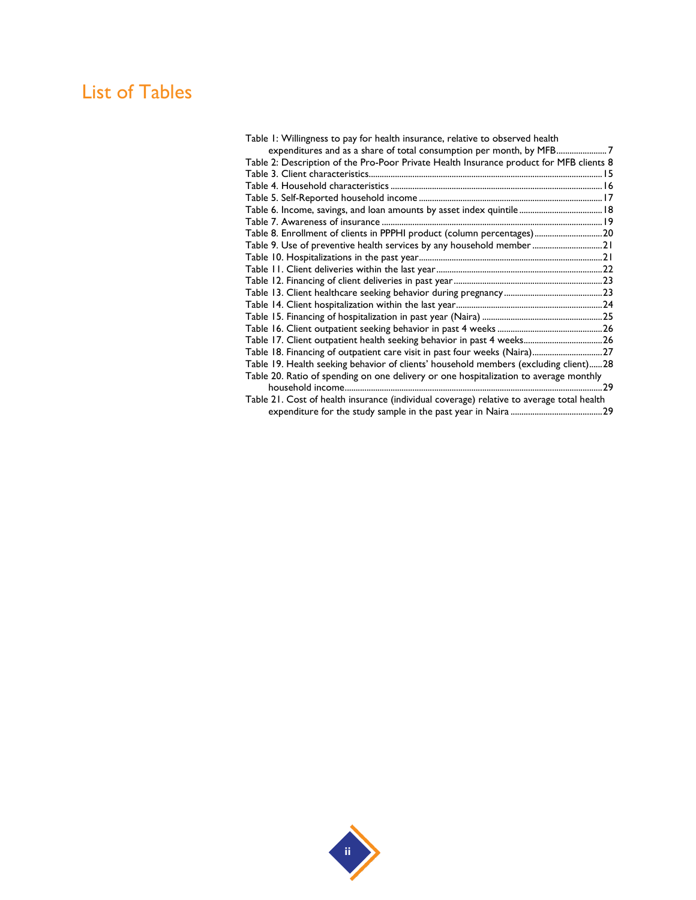# List of Tables

Table 1: Willingness to pay for health insurance, relative to observed health expenditures and as a share of total consumption per month, by MFB ....................... 7
Table 2: Description of the Pro-Poor Private Health Insurance product for MFB clients 8
Table 3. Client characteristics ........................................................................................ 15
Table 4. Household characteristics ............................................................................... 16
Table 5. Self-Reported household income .................................................................. 17
Table 6. Income, savings, and loan amounts by asset index quintile ...................................... 18
Table 7. Awareness of insurance ................................................................................... 19
Table 8. Enrollment of clients in PPPHI product (column percentages) ............................... 20
Table 9. Use of preventive health services by any household member ................................. 21
Table 10. Hospitalizations in the past year .................................................................. 21
Table 11. Client deliveries within the last year ............................................................ 22
Table 12. Financing of client deliveries in past year ..................................................... 23
Table 13. Client healthcare seeking behavior during pregnancy .......................................... 23
Table 14. Client hospitalization within the last year ..................................................... 24
Table 15. Financing of hospitalization in past year (Naira) .................................................... 25
Table 16. Client outpatient seeking behavior in past 4 weeks ............................................... 26
Table 17. Client outpatient health seeking behavior in past 4 weeks .................................... 26
Table 18. Financing of outpatient care visit in past four weeks (Naira) ............................... 27
Table 19. Health seeking behavior of clients' household members (excluding client) ...... 28
Table 20. Ratio of spending on one delivery or one hospitalization to average monthly household income ................................................................................................. 29
Table 21. Cost of health insurance (individual coverage) relative to average total health expenditure for the study sample in the past year in Naira .......................................... 29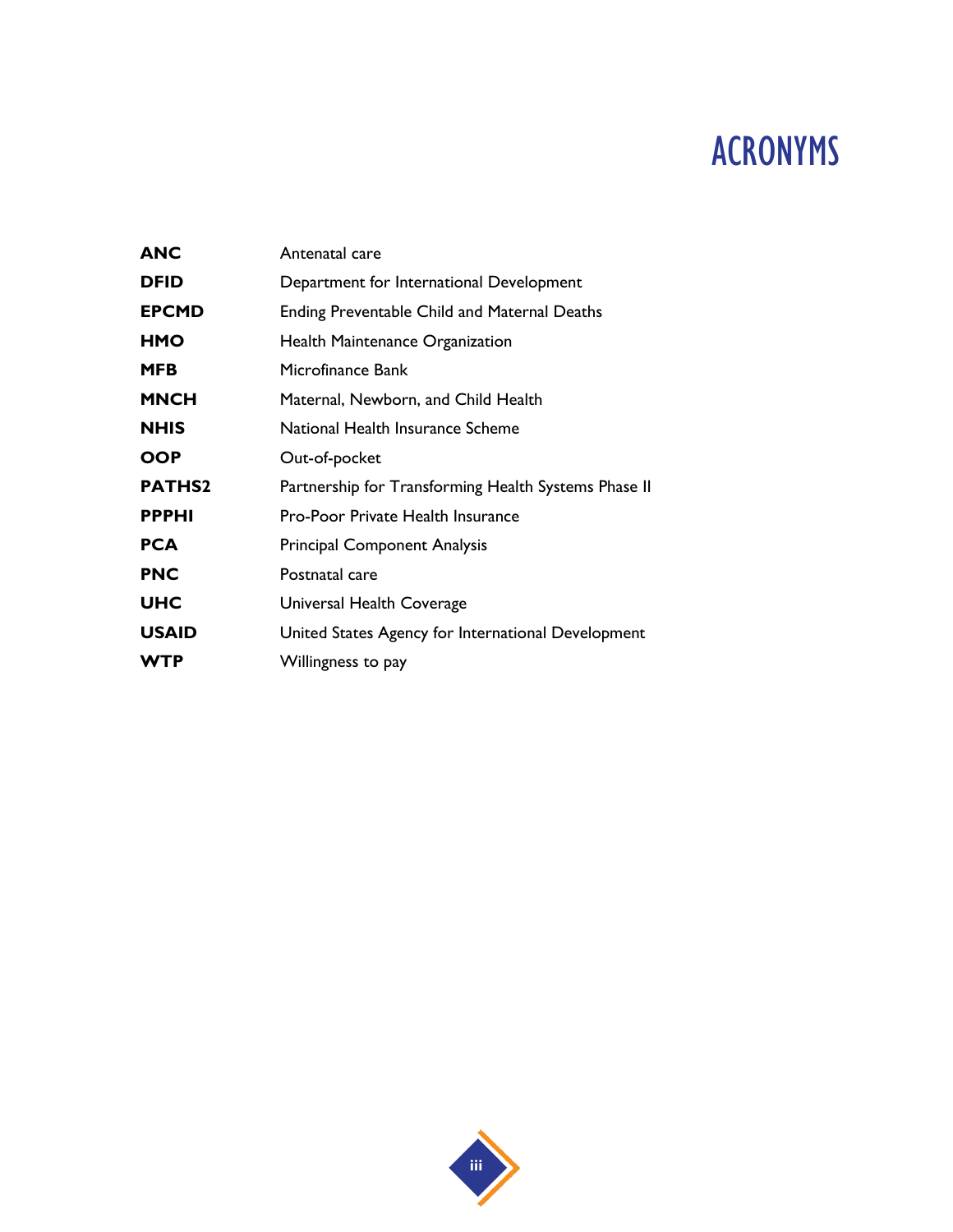# ACRONYMS

| | |
|---|---|
| **ANC** | Antenatal care |
| **DFID** | Department for International Development |
| **EPCMD** | Ending Preventable Child and Maternal Deaths |
| **HMO** | Health Maintenance Organization |
| **MFB** | Microfinance Bank |
| **MNCH** | Maternal, Newborn, and Child Health |
| **NHIS** | National Health Insurance Scheme |
| **OOP** | Out-of-pocket |
| **PATHS2** | Partnership for Transforming Health Systems Phase II |
| **PPPHI** | Pro-Poor Private Health Insurance |
| **PCA** | Principal Component Analysis |
| **PNC** | Postnatal care |
| **UHC** | Universal Health Coverage |
| **USAID** | United States Agency for International Development |
| **WTP** | Willingness to pay |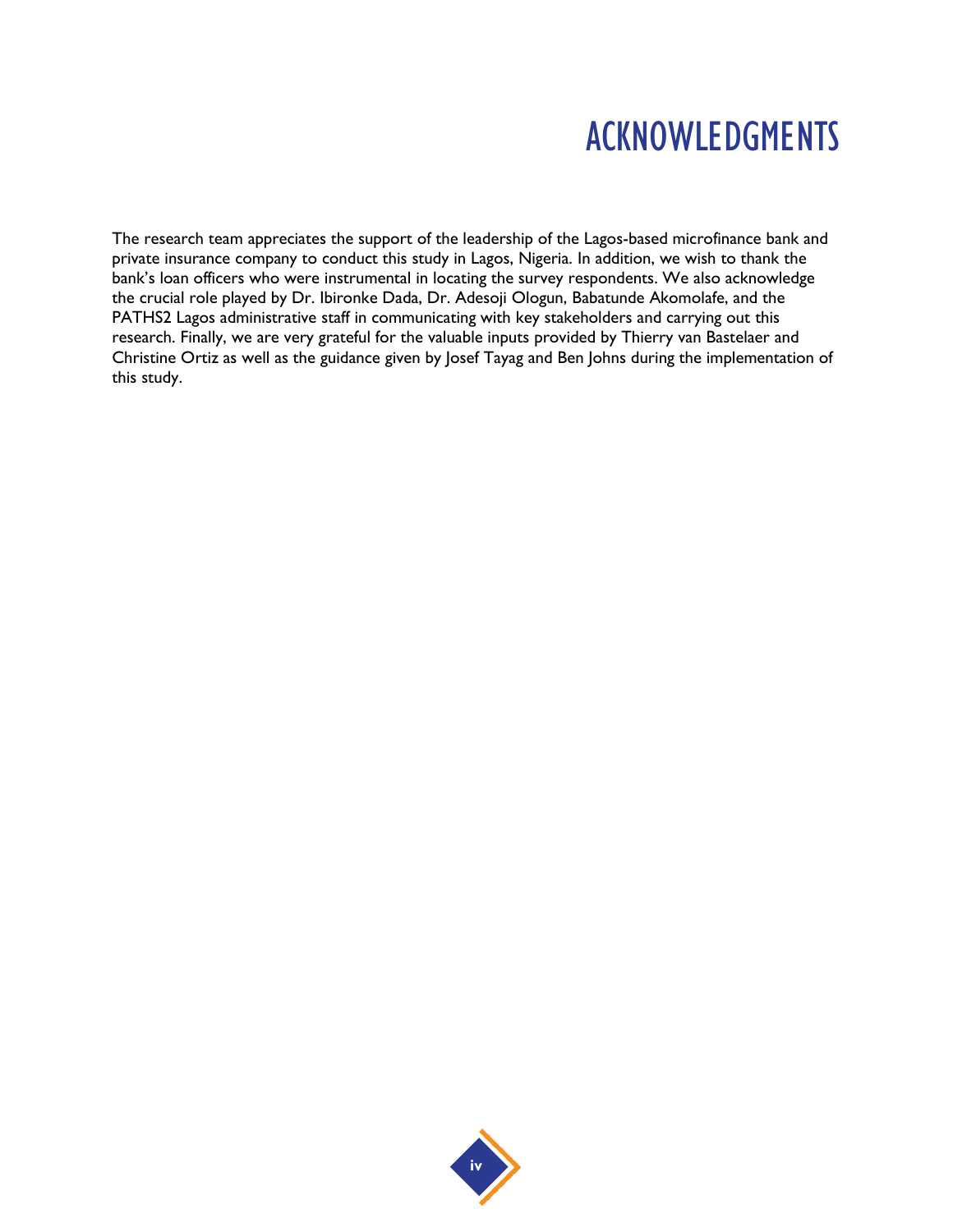# ACKNOWLEDGMENTS

The research team appreciates the support of the leadership of the Lagos-based microfinance bank and private insurance company to conduct this study in Lagos, Nigeria. In addition, we wish to thank the bank's loan officers who were instrumental in locating the survey respondents. We also acknowledge the crucial role played by Dr. Ibironke Dada, Dr. Adesoji Ologun, Babatunde Akomolafe, and the PATHS2 Lagos administrative staff in communicating with key stakeholders and carrying out this research. Finally, we are very grateful for the valuable inputs provided by Thierry van Bastelaer and Christine Ortiz as well as the guidance given by Josef Tayag and Ben Johns during the implementation of this study.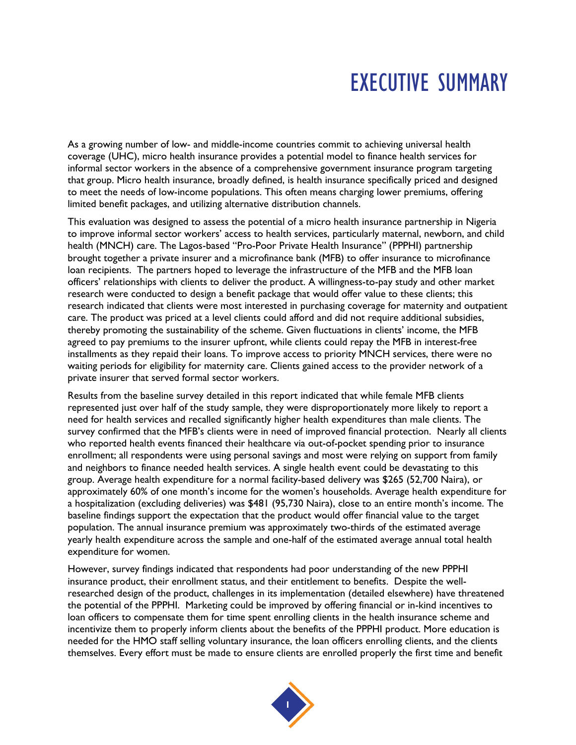# EXECUTIVE SUMMARY

As a growing number of low- and middle-income countries commit to achieving universal health coverage (UHC), micro health insurance provides a potential model to finance health services for informal sector workers in the absence of a comprehensive government insurance program targeting that group. Micro health insurance, broadly defined, is health insurance specifically priced and designed to meet the needs of low-income populations. This often means charging lower premiums, offering limited benefit packages, and utilizing alternative distribution channels.

This evaluation was designed to assess the potential of a micro health insurance partnership in Nigeria to improve informal sector workers' access to health services, particularly maternal, newborn, and child health (MNCH) care. The Lagos-based "Pro-Poor Private Health Insurance" (PPPHI) partnership brought together a private insurer and a microfinance bank (MFB) to offer insurance to microfinance loan recipients. The partners hoped to leverage the infrastructure of the MFB and the MFB loan officers' relationships with clients to deliver the product. A willingness-to-pay study and other market research were conducted to design a benefit package that would offer value to these clients; this research indicated that clients were most interested in purchasing coverage for maternity and outpatient care. The product was priced at a level clients could afford and did not require additional subsidies, thereby promoting the sustainability of the scheme. Given fluctuations in clients' income, the MFB agreed to pay premiums to the insurer upfront, while clients could repay the MFB in interest-free installments as they repaid their loans. To improve access to priority MNCH services, there were no waiting periods for eligibility for maternity care. Clients gained access to the provider network of a private insurer that served formal sector workers.

Results from the baseline survey detailed in this report indicated that while female MFB clients represented just over half of the study sample, they were disproportionately more likely to report a need for health services and recalled significantly higher health expenditures than male clients. The survey confirmed that the MFB's clients were in need of improved financial protection. Nearly all clients who reported health events financed their healthcare via out-of-pocket spending prior to insurance enrollment; all respondents were using personal savings and most were relying on support from family and neighbors to finance needed health services. A single health event could be devastating to this group. Average health expenditure for a normal facility-based delivery was $265 (52,700 Naira), or approximately 60% of one month's income for the women's households. Average health expenditure for a hospitalization (excluding deliveries) was $481 (95,730 Naira), close to an entire month's income. The baseline findings support the expectation that the product would offer financial value to the target population. The annual insurance premium was approximately two-thirds of the estimated average yearly health expenditure across the sample and one-half of the estimated average annual total health expenditure for women.

However, survey findings indicated that respondents had poor understanding of the new PPPHI insurance product, their enrollment status, and their entitlement to benefits. Despite the well-researched design of the product, challenges in its implementation (detailed elsewhere) have threatened the potential of the PPPHI. Marketing could be improved by offering financial or in-kind incentives to loan officers to compensate them for time spent enrolling clients in the health insurance scheme and incentivize them to properly inform clients about the benefits of the PPPHI product. More education is needed for the HMO staff selling voluntary insurance, the loan officers enrolling clients, and the clients themselves. Every effort must be made to ensure clients are enrolled properly the first time and benefit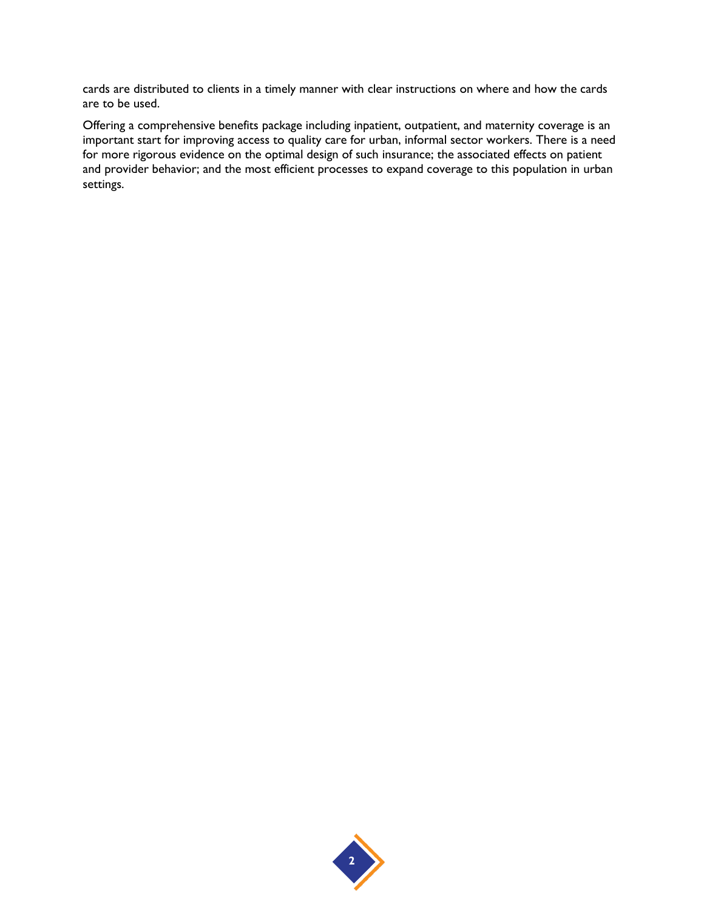cards are distributed to clients in a timely manner with clear instructions on where and how the cards are to be used.

Offering a comprehensive benefits package including inpatient, outpatient, and maternity coverage is an important start for improving access to quality care for urban, informal sector workers. There is a need for more rigorous evidence on the optimal design of such insurance; the associated effects on patient and provider behavior; and the most efficient processes to expand coverage to this population in urban settings.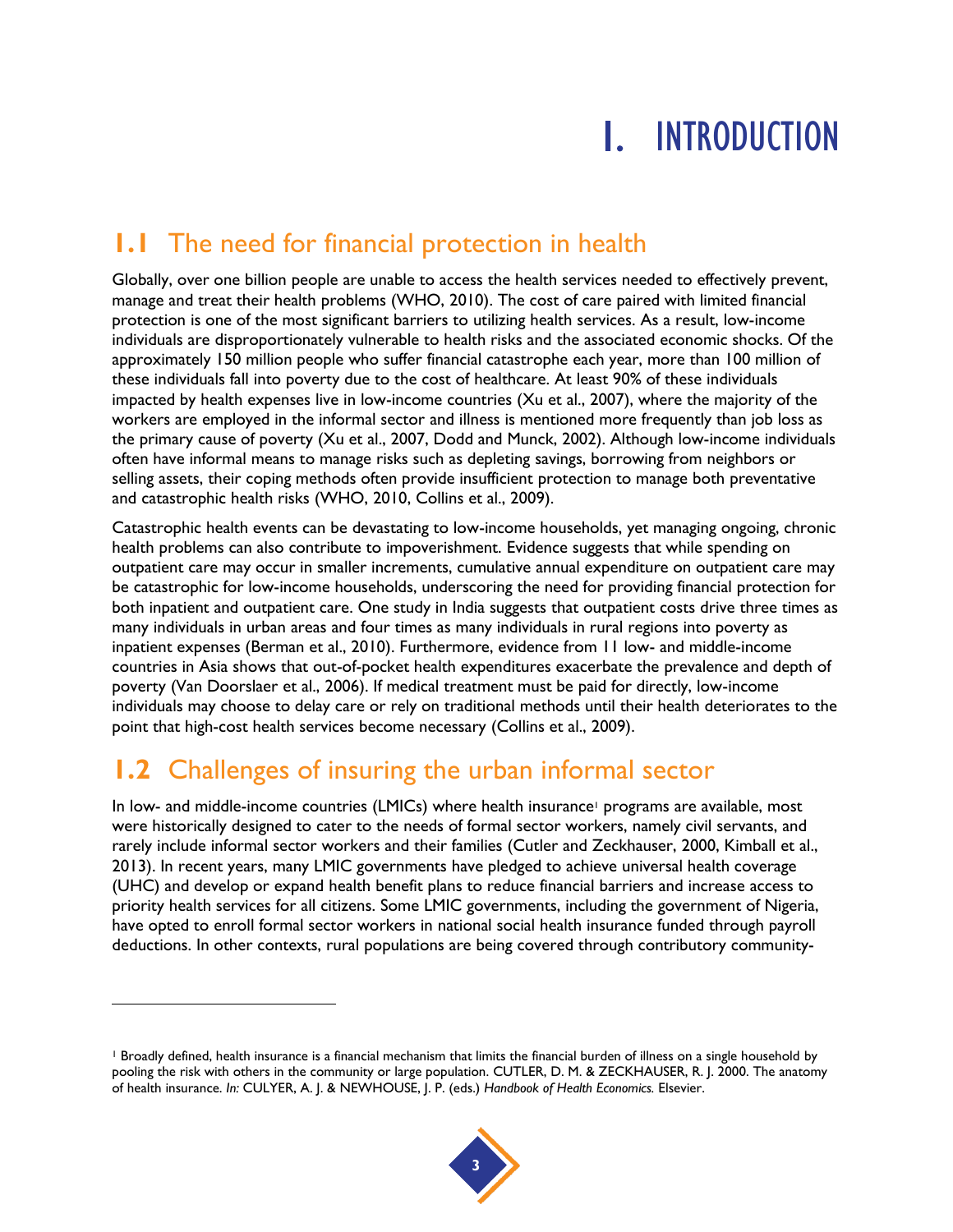# 1. INTRODUCTION

## 1.1 The need for financial protection in health

Globally, over one billion people are unable to access the health services needed to effectively prevent, manage and treat their health problems (WHO, 2010). The cost of care paired with limited financial protection is one of the most significant barriers to utilizing health services. As a result, low-income individuals are disproportionately vulnerable to health risks and the associated economic shocks. Of the approximately 150 million people who suffer financial catastrophe each year, more than 100 million of these individuals fall into poverty due to the cost of healthcare. At least 90% of these individuals impacted by health expenses live in low-income countries (Xu et al., 2007), where the majority of the workers are employed in the informal sector and illness is mentioned more frequently than job loss as the primary cause of poverty (Xu et al., 2007, Dodd and Munck, 2002). Although low-income individuals often have informal means to manage risks such as depleting savings, borrowing from neighbors or selling assets, their coping methods often provide insufficient protection to manage both preventative and catastrophic health risks (WHO, 2010, Collins et al., 2009).

Catastrophic health events can be devastating to low-income households, yet managing ongoing, chronic health problems can also contribute to impoverishment. Evidence suggests that while spending on outpatient care may occur in smaller increments, cumulative annual expenditure on outpatient care may be catastrophic for low-income households, underscoring the need for providing financial protection for both inpatient and outpatient care. One study in India suggests that outpatient costs drive three times as many individuals in urban areas and four times as many individuals in rural regions into poverty as inpatient expenses (Berman et al., 2010). Furthermore, evidence from 11 low- and middle-income countries in Asia shows that out-of-pocket health expenditures exacerbate the prevalence and depth of poverty (Van Doorslaer et al., 2006). If medical treatment must be paid for directly, low-income individuals may choose to delay care or rely on traditional methods until their health deteriorates to the point that high-cost health services become necessary (Collins et al., 2009).

## 1.2 Challenges of insuring the urban informal sector

In low- and middle-income countries (LMICs) where health insurance[1] programs are available, most were historically designed to cater to the needs of formal sector workers, namely civil servants, and rarely include informal sector workers and their families (Cutler and Zeckhauser, 2000, Kimball et al., 2013). In recent years, many LMIC governments have pledged to achieve universal health coverage (UHC) and develop or expand health benefit plans to reduce financial barriers and increase access to priority health services for all citizens. Some LMIC governments, including the government of Nigeria, have opted to enroll formal sector workers in national social health insurance funded through payroll deductions. In other contexts, rural populations are being covered through contributory community-

[1] Broadly defined, health insurance is a financial mechanism that limits the financial burden of illness on a single household by pooling the risk with others in the community or large population. CUTLER, D. M. & ZECKHAUSER, R. J. 2000. The anatomy of health insurance. *In:* CULYER, A. J. & NEWHOUSE, J. P. (eds.) *Handbook of Health Economics.* Elsevier.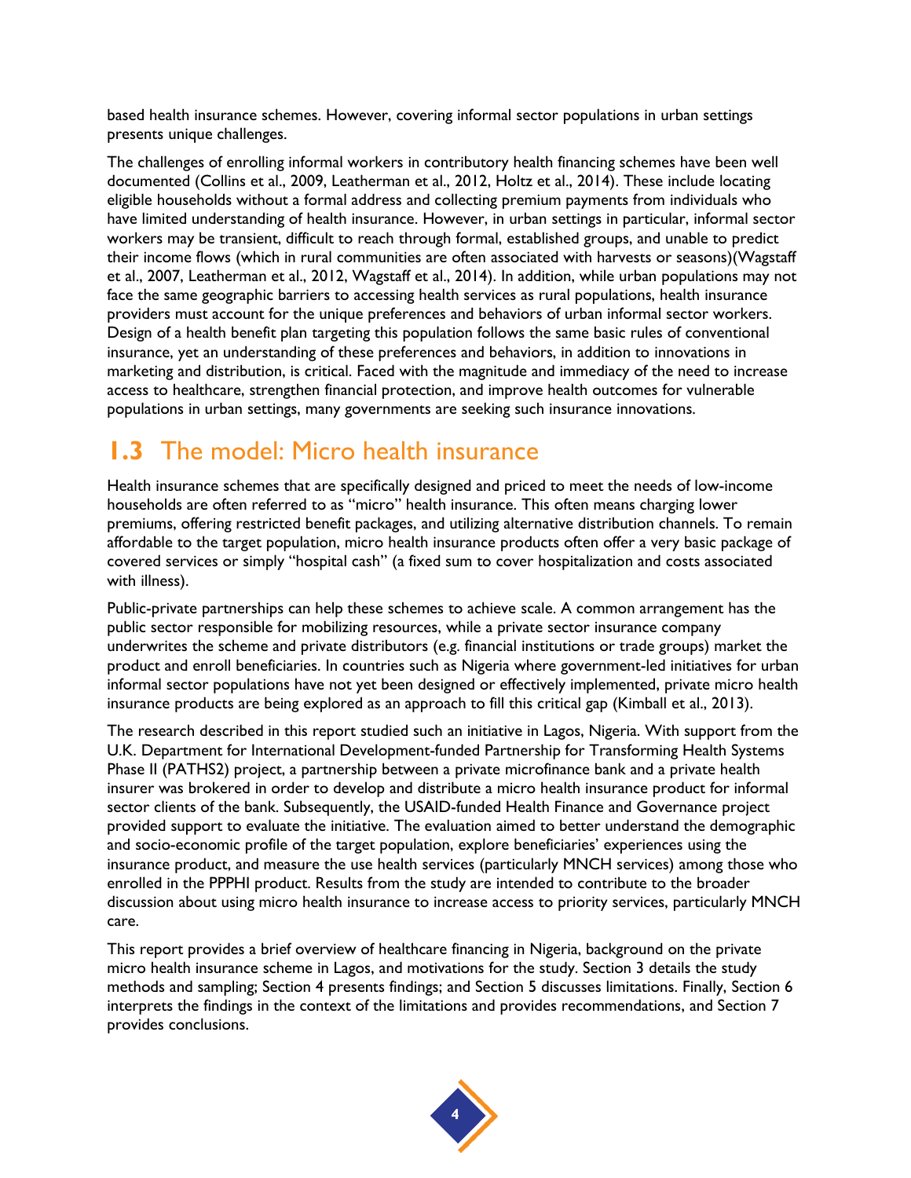based health insurance schemes. However, covering informal sector populations in urban settings presents unique challenges.

The challenges of enrolling informal workers in contributory health financing schemes have been well documented (Collins et al., 2009, Leatherman et al., 2012, Holtz et al., 2014). These include locating eligible households without a formal address and collecting premium payments from individuals who have limited understanding of health insurance. However, in urban settings in particular, informal sector workers may be transient, difficult to reach through formal, established groups, and unable to predict their income flows (which in rural communities are often associated with harvests or seasons)(Wagstaff et al., 2007, Leatherman et al., 2012, Wagstaff et al., 2014). In addition, while urban populations may not face the same geographic barriers to accessing health services as rural populations, health insurance providers must account for the unique preferences and behaviors of urban informal sector workers. Design of a health benefit plan targeting this population follows the same basic rules of conventional insurance, yet an understanding of these preferences and behaviors, in addition to innovations in marketing and distribution, is critical. Faced with the magnitude and immediacy of the need to increase access to healthcare, strengthen financial protection, and improve health outcomes for vulnerable populations in urban settings, many governments are seeking such insurance innovations.

## 1.3 The model: Micro health insurance

Health insurance schemes that are specifically designed and priced to meet the needs of low-income households are often referred to as "micro" health insurance. This often means charging lower premiums, offering restricted benefit packages, and utilizing alternative distribution channels. To remain affordable to the target population, micro health insurance products often offer a very basic package of covered services or simply "hospital cash" (a fixed sum to cover hospitalization and costs associated with illness).

Public-private partnerships can help these schemes to achieve scale. A common arrangement has the public sector responsible for mobilizing resources, while a private sector insurance company underwrites the scheme and private distributors (e.g. financial institutions or trade groups) market the product and enroll beneficiaries. In countries such as Nigeria where government-led initiatives for urban informal sector populations have not yet been designed or effectively implemented, private micro health insurance products are being explored as an approach to fill this critical gap (Kimball et al., 2013).

The research described in this report studied such an initiative in Lagos, Nigeria. With support from the U.K. Department for International Development-funded Partnership for Transforming Health Systems Phase II (PATHS2) project, a partnership between a private microfinance bank and a private health insurer was brokered in order to develop and distribute a micro health insurance product for informal sector clients of the bank. Subsequently, the USAID-funded Health Finance and Governance project provided support to evaluate the initiative. The evaluation aimed to better understand the demographic and socio-economic profile of the target population, explore beneficiaries' experiences using the insurance product, and measure the use health services (particularly MNCH services) among those who enrolled in the PPPHI product. Results from the study are intended to contribute to the broader discussion about using micro health insurance to increase access to priority services, particularly MNCH care.

This report provides a brief overview of healthcare financing in Nigeria, background on the private micro health insurance scheme in Lagos, and motivations for the study. Section 3 details the study methods and sampling; Section 4 presents findings; and Section 5 discusses limitations. Finally, Section 6 interprets the findings in the context of the limitations and provides recommendations, and Section 7 provides conclusions.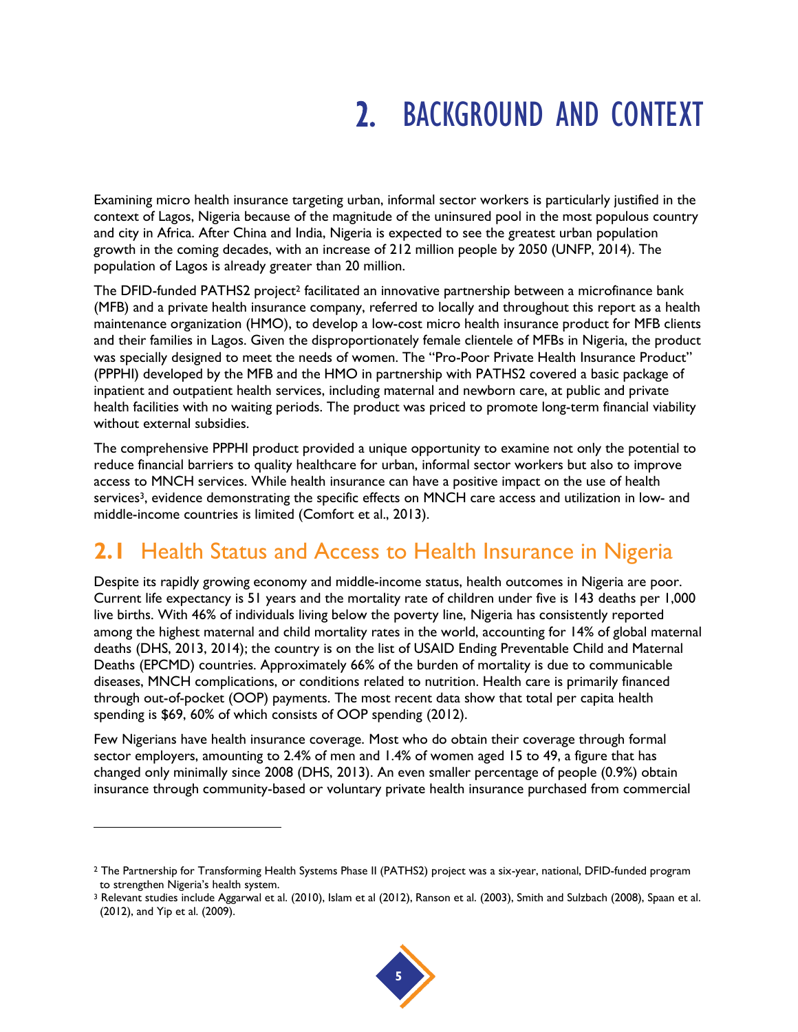# 2. BACKGROUND AND CONTEXT

Examining micro health insurance targeting urban, informal sector workers is particularly justified in the context of Lagos, Nigeria because of the magnitude of the uninsured pool in the most populous country and city in Africa. After China and India, Nigeria is expected to see the greatest urban population growth in the coming decades, with an increase of 212 million people by 2050 (UNFP, 2014). The population of Lagos is already greater than 20 million.

The DFID-funded PATHS2 project[2] facilitated an innovative partnership between a microfinance bank (MFB) and a private health insurance company, referred to locally and throughout this report as a health maintenance organization (HMO), to develop a low-cost micro health insurance product for MFB clients and their families in Lagos. Given the disproportionately female clientele of MFBs in Nigeria, the product was specially designed to meet the needs of women. The "Pro-Poor Private Health Insurance Product" (PPPHI) developed by the MFB and the HMO in partnership with PATHS2 covered a basic package of inpatient and outpatient health services, including maternal and newborn care, at public and private health facilities with no waiting periods. The product was priced to promote long-term financial viability without external subsidies.

The comprehensive PPPHI product provided a unique opportunity to examine not only the potential to reduce financial barriers to quality healthcare for urban, informal sector workers but also to improve access to MNCH services. While health insurance can have a positive impact on the use of health services[3], evidence demonstrating the specific effects on MNCH care access and utilization in low- and middle-income countries is limited (Comfort et al., 2013).

## 2.1 Health Status and Access to Health Insurance in Nigeria

Despite its rapidly growing economy and middle-income status, health outcomes in Nigeria are poor. Current life expectancy is 51 years and the mortality rate of children under five is 143 deaths per 1,000 live births. With 46% of individuals living below the poverty line, Nigeria has consistently reported among the highest maternal and child mortality rates in the world, accounting for 14% of global maternal deaths (DHS, 2013, 2014); the country is on the list of USAID Ending Preventable Child and Maternal Deaths (EPCMD) countries. Approximately 66% of the burden of mortality is due to communicable diseases, MNCH complications, or conditions related to nutrition. Health care is primarily financed through out-of-pocket (OOP) payments. The most recent data show that total per capita health spending is $69, 60% of which consists of OOP spending (2012).

Few Nigerians have health insurance coverage. Most who do obtain their coverage through formal sector employers, amounting to 2.4% of men and 1.4% of women aged 15 to 49, a figure that has changed only minimally since 2008 (DHS, 2013). An even smaller percentage of people (0.9%) obtain insurance through community-based or voluntary private health insurance purchased from commercial

---

[2] The Partnership for Transforming Health Systems Phase II (PATHS2) project was a six-year, national, DFID-funded program to strengthen Nigeria's health system.

[3] Relevant studies include Aggarwal et al. (2010), Islam et al (2012), Ranson et al. (2003), Smith and Sulzbach (2008), Spaan et al. (2012), and Yip et al. (2009).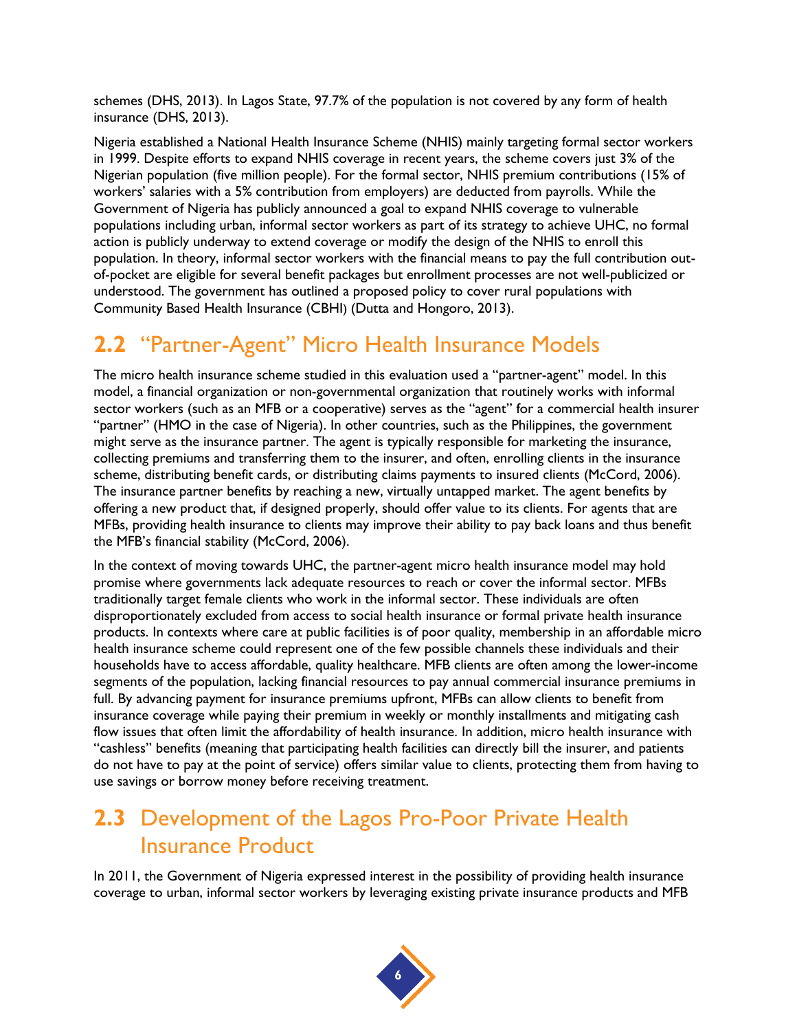schemes (DHS, 2013). In Lagos State, 97.7% of the population is not covered by any form of health insurance (DHS, 2013).

Nigeria established a National Health Insurance Scheme (NHIS) mainly targeting formal sector workers in 1999. Despite efforts to expand NHIS coverage in recent years, the scheme covers just 3% of the Nigerian population (five million people). For the formal sector, NHIS premium contributions (15% of workers' salaries with a 5% contribution from employers) are deducted from payrolls. While the Government of Nigeria has publicly announced a goal to expand NHIS coverage to vulnerable populations including urban, informal sector workers as part of its strategy to achieve UHC, no formal action is publicly underway to extend coverage or modify the design of the NHIS to enroll this population. In theory, informal sector workers with the financial means to pay the full contribution out-of-pocket are eligible for several benefit packages but enrollment processes are not well-publicized or understood. The government has outlined a proposed policy to cover rural populations with Community Based Health Insurance (CBHI) (Dutta and Hongoro, 2013).

## 2.2 "Partner-Agent" Micro Health Insurance Models

The micro health insurance scheme studied in this evaluation used a "partner-agent" model. In this model, a financial organization or non-governmental organization that routinely works with informal sector workers (such as an MFB or a cooperative) serves as the "agent" for a commercial health insurer "partner" (HMO in the case of Nigeria). In other countries, such as the Philippines, the government might serve as the insurance partner. The agent is typically responsible for marketing the insurance, collecting premiums and transferring them to the insurer, and often, enrolling clients in the insurance scheme, distributing benefit cards, or distributing claims payments to insured clients (McCord, 2006). The insurance partner benefits by reaching a new, virtually untapped market. The agent benefits by offering a new product that, if designed properly, should offer value to its clients. For agents that are MFBs, providing health insurance to clients may improve their ability to pay back loans and thus benefit the MFB's financial stability (McCord, 2006).

In the context of moving towards UHC, the partner-agent micro health insurance model may hold promise where governments lack adequate resources to reach or cover the informal sector. MFBs traditionally target female clients who work in the informal sector. These individuals are often disproportionately excluded from access to social health insurance or formal private health insurance products. In contexts where care at public facilities is of poor quality, membership in an affordable micro health insurance scheme could represent one of the few possible channels these individuals and their households have to access affordable, quality healthcare. MFB clients are often among the lower-income segments of the population, lacking financial resources to pay annual commercial insurance premiums in full. By advancing payment for insurance premiums upfront, MFBs can allow clients to benefit from insurance coverage while paying their premium in weekly or monthly installments and mitigating cash flow issues that often limit the affordability of health insurance. In addition, micro health insurance with "cashless" benefits (meaning that participating health facilities can directly bill the insurer, and patients do not have to pay at the point of service) offers similar value to clients, protecting them from having to use savings or borrow money before receiving treatment.

## 2.3 Development of the Lagos Pro-Poor Private Health Insurance Product

In 2011, the Government of Nigeria expressed interest in the possibility of providing health insurance coverage to urban, informal sector workers by leveraging existing private insurance products and MFB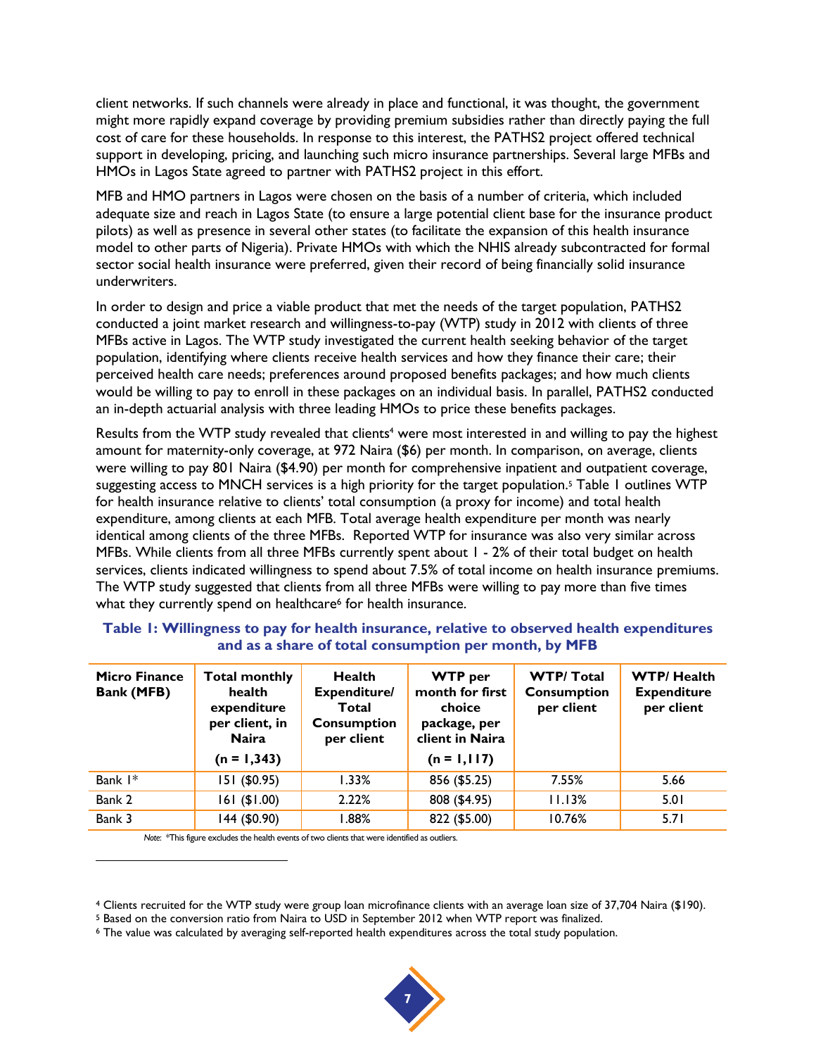client networks. If such channels were already in place and functional, it was thought, the government might more rapidly expand coverage by providing premium subsidies rather than directly paying the full cost of care for these households. In response to this interest, the PATHS2 project offered technical support in developing, pricing, and launching such micro insurance partnerships. Several large MFBs and HMOs in Lagos State agreed to partner with PATHS2 project in this effort.

MFB and HMO partners in Lagos were chosen on the basis of a number of criteria, which included adequate size and reach in Lagos State (to ensure a large potential client base for the insurance product pilots) as well as presence in several other states (to facilitate the expansion of this health insurance model to other parts of Nigeria). Private HMOs with which the NHIS already subcontracted for formal sector social health insurance were preferred, given their record of being financially solid insurance underwriters.

In order to design and price a viable product that met the needs of the target population, PATHS2 conducted a joint market research and willingness-to-pay (WTP) study in 2012 with clients of three MFBs active in Lagos. The WTP study investigated the current health seeking behavior of the target population, identifying where clients receive health services and how they finance their care; their perceived health care needs; preferences around proposed benefits packages; and how much clients would be willing to pay to enroll in these packages on an individual basis. In parallel, PATHS2 conducted an in-depth actuarial analysis with three leading HMOs to price these benefits packages.

Results from the WTP study revealed that clients[4] were most interested in and willing to pay the highest amount for maternity-only coverage, at 972 Naira ($6) per month. In comparison, on average, clients were willing to pay 801 Naira ($4.90) per month for comprehensive inpatient and outpatient coverage, suggesting access to MNCH services is a high priority for the target population.[5] Table 1 outlines WTP for health insurance relative to clients' total consumption (a proxy for income) and total health expenditure, among clients at each MFB. Total average health expenditure per month was nearly identical among clients of the three MFBs. Reported WTP for insurance was also very similar across MFBs. While clients from all three MFBs currently spent about 1 - 2% of their total budget on health services, clients indicated willingness to spend about 7.5% of total income on health insurance premiums. The WTP study suggested that clients from all three MFBs were willing to pay more than five times what they currently spend on healthcare[6] for health insurance.

**Table 1: Willingness to pay for health insurance, relative to observed health expenditures and as a share of total consumption per month, by MFB**

| Micro Finance Bank (MFB) | Total monthly health expenditure per client, in Naira (n = 1,343) | Health Expenditure/ Total Consumption per client | WTP per month for first choice package, per client in Naira (n = 1,117) | WTP/ Total Consumption per client | WTP/ Health Expenditure per client |
|---|---|---|---|---|---|
| Bank 1* | 151 ($0.95) | 1.33% | 856 ($5.25) | 7.55% | 5.66 |
| Bank 2 | 161 ($1.00) | 2.22% | 808 ($4.95) | 11.13% | 5.01 |
| Bank 3 | 144 ($0.90) | 1.88% | 822 ($5.00) | 10.76% | 5.71 |

*Note:* *This figure excludes the health events of two clients that were identified as outliers.

[4] Clients recruited for the WTP study were group loan microfinance clients with an average loan size of 37,704 Naira ($190).

[5] Based on the conversion ratio from Naira to USD in September 2012 when WTP report was finalized.

[6] The value was calculated by averaging self-reported health expenditures across the total study population.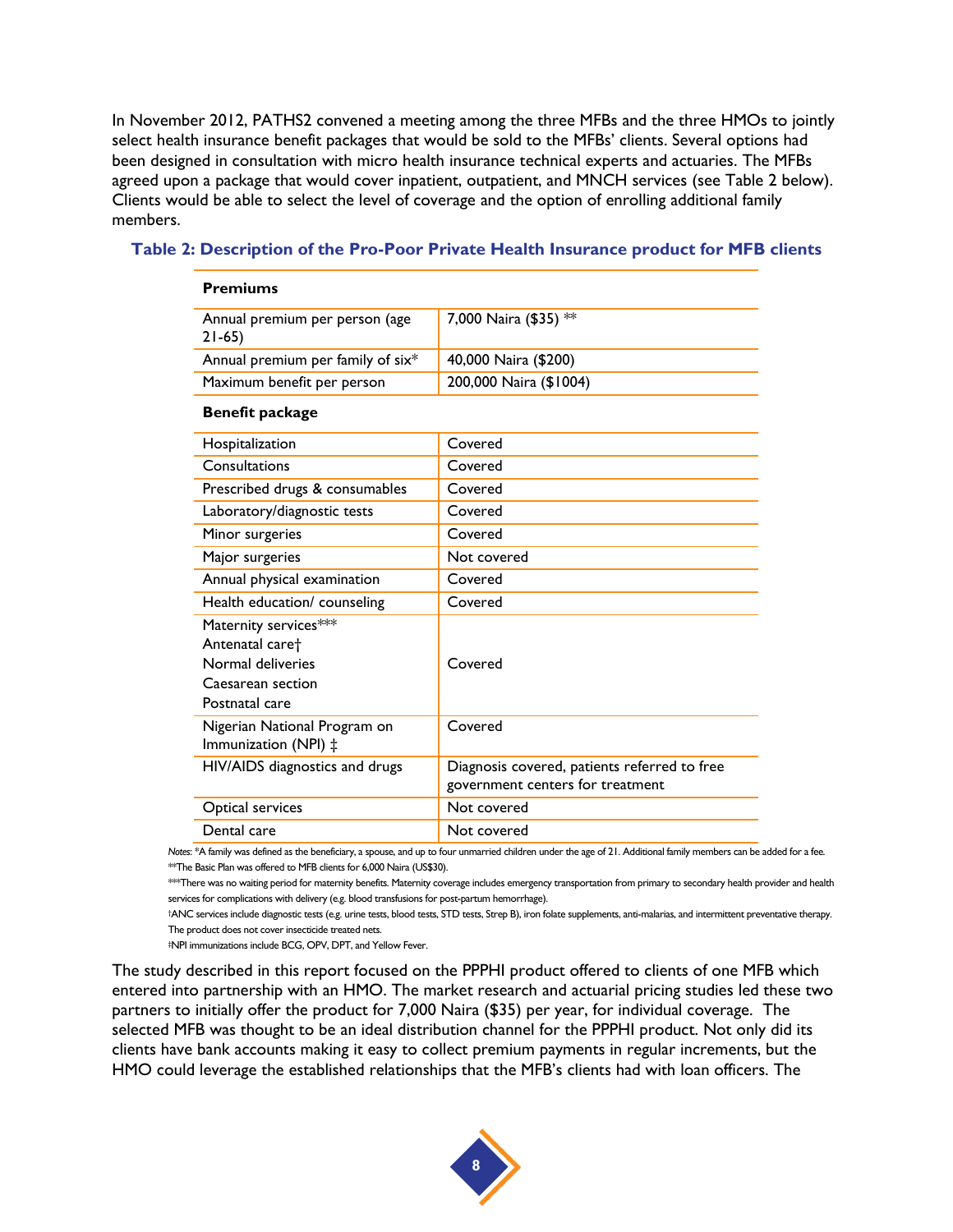In November 2012, PATHS2 convened a meeting among the three MFBs and the three HMOs to jointly select health insurance benefit packages that would be sold to the MFBs' clients. Several options had been designed in consultation with micro health insurance technical experts and actuaries. The MFBs agreed upon a package that would cover inpatient, outpatient, and MNCH services (see Table 2 below). Clients would be able to select the level of coverage and the option of enrolling additional family members.

**Table 2: Description of the Pro-Poor Private Health Insurance product for MFB clients**

| **Premiums** | |
|---|---|
| Annual premium per person (age 21-65) | 7,000 Naira ($35) ** |
| Annual premium per family of six* | 40,000 Naira ($200) |
| Maximum benefit per person | 200,000 Naira ($1004) |
| **Benefit package** | |
| Hospitalization | Covered |
| Consultations | Covered |
| Prescribed drugs & consumables | Covered |
| Laboratory/diagnostic tests | Covered |
| Minor surgeries | Covered |
| Major surgeries | Not covered |
| Annual physical examination | Covered |
| Health education/ counseling | Covered |
| Maternity services*** Antenatal care† Normal deliveries Caesarean section Postnatal care | Covered |
| Nigerian National Program on Immunization (NPI) ‡ | Covered |
| HIV/AIDS diagnostics and drugs | Diagnosis covered, patients referred to free government centers for treatment |
| Optical services | Not covered |
| Dental care | Not covered |

*Notes*: *A family was defined as the beneficiary, a spouse, and up to four unmarried children under the age of 21. Additional family members can be added for a fee.
**The Basic Plan was offered to MFB clients for 6,000 Naira (US$30).
***There was no waiting period for maternity benefits. Maternity coverage includes emergency transportation from primary to secondary health provider and health services for complications with delivery (e.g. blood transfusions for post-partum hemorrhage).
†ANC services include diagnostic tests (e.g. urine tests, blood tests, STD tests, Strep B), iron folate supplements, anti-malarias, and intermittent preventative therapy. The product does not cover insecticide treated nets.
‡NPI immunizations include BCG, OPV, DPT, and Yellow Fever.

The study described in this report focused on the PPPHI product offered to clients of one MFB which entered into partnership with an HMO. The market research and actuarial pricing studies led these two partners to initially offer the product for 7,000 Naira ($35) per year, for individual coverage. The selected MFB was thought to be an ideal distribution channel for the PPPHI product. Not only did its clients have bank accounts making it easy to collect premium payments in regular increments, but the HMO could leverage the established relationships that the MFB's clients had with loan officers. The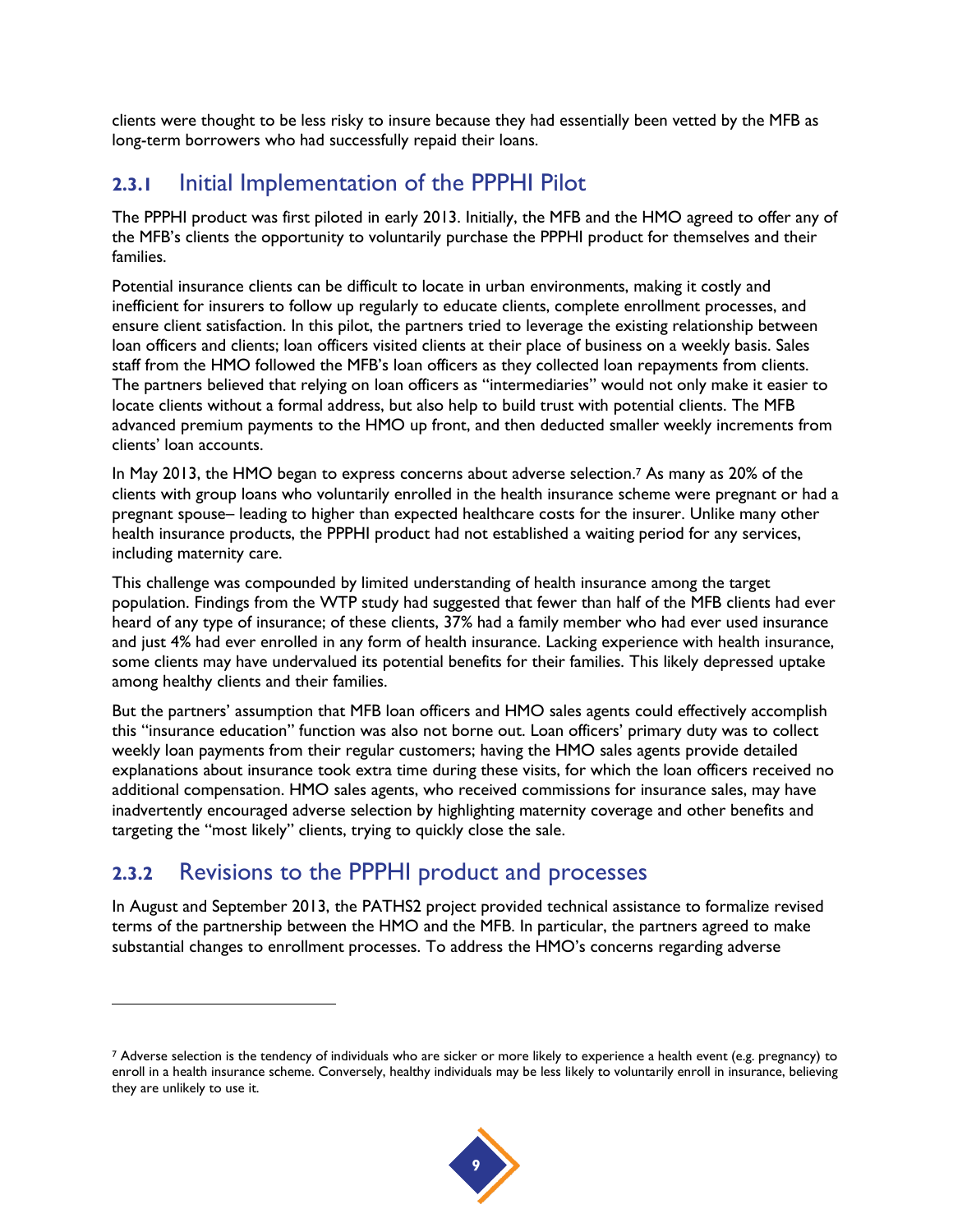clients were thought to be less risky to insure because they had essentially been vetted by the MFB as long-term borrowers who had successfully repaid their loans.

### 2.3.1 Initial Implementation of the PPPHI Pilot

The PPPHI product was first piloted in early 2013. Initially, the MFB and the HMO agreed to offer any of the MFB's clients the opportunity to voluntarily purchase the PPPHI product for themselves and their families.

Potential insurance clients can be difficult to locate in urban environments, making it costly and inefficient for insurers to follow up regularly to educate clients, complete enrollment processes, and ensure client satisfaction. In this pilot, the partners tried to leverage the existing relationship between loan officers and clients; loan officers visited clients at their place of business on a weekly basis. Sales staff from the HMO followed the MFB's loan officers as they collected loan repayments from clients. The partners believed that relying on loan officers as "intermediaries" would not only make it easier to locate clients without a formal address, but also help to build trust with potential clients. The MFB advanced premium payments to the HMO up front, and then deducted smaller weekly increments from clients' loan accounts.

In May 2013, the HMO began to express concerns about adverse selection.[7] As many as 20% of the clients with group loans who voluntarily enrolled in the health insurance scheme were pregnant or had a pregnant spouse– leading to higher than expected healthcare costs for the insurer. Unlike many other health insurance products, the PPPHI product had not established a waiting period for any services, including maternity care.

This challenge was compounded by limited understanding of health insurance among the target population. Findings from the WTP study had suggested that fewer than half of the MFB clients had ever heard of any type of insurance; of these clients, 37% had a family member who had ever used insurance and just 4% had ever enrolled in any form of health insurance. Lacking experience with health insurance, some clients may have undervalued its potential benefits for their families. This likely depressed uptake among healthy clients and their families.

But the partners' assumption that MFB loan officers and HMO sales agents could effectively accomplish this "insurance education" function was also not borne out. Loan officers' primary duty was to collect weekly loan payments from their regular customers; having the HMO sales agents provide detailed explanations about insurance took extra time during these visits, for which the loan officers received no additional compensation. HMO sales agents, who received commissions for insurance sales, may have inadvertently encouraged adverse selection by highlighting maternity coverage and other benefits and targeting the "most likely" clients, trying to quickly close the sale.

### 2.3.2 Revisions to the PPPHI product and processes

In August and September 2013, the PATHS2 project provided technical assistance to formalize revised terms of the partnership between the HMO and the MFB. In particular, the partners agreed to make substantial changes to enrollment processes. To address the HMO's concerns regarding adverse

---

[7] Adverse selection is the tendency of individuals who are sicker or more likely to experience a health event (e.g. pregnancy) to enroll in a health insurance scheme. Conversely, healthy individuals may be less likely to voluntarily enroll in insurance, believing they are unlikely to use it.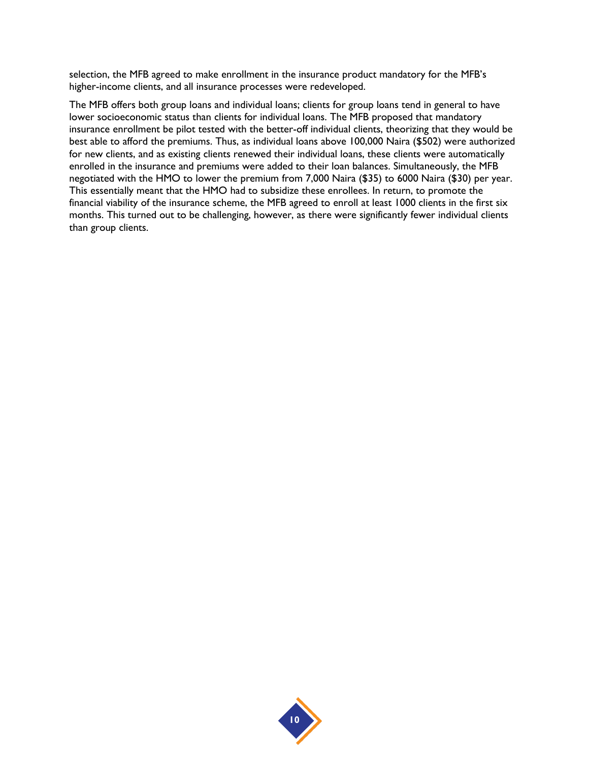selection, the MFB agreed to make enrollment in the insurance product mandatory for the MFB's higher-income clients, and all insurance processes were redeveloped.

The MFB offers both group loans and individual loans; clients for group loans tend in general to have lower socioeconomic status than clients for individual loans. The MFB proposed that mandatory insurance enrollment be pilot tested with the better-off individual clients, theorizing that they would be best able to afford the premiums. Thus, as individual loans above 100,000 Naira ($502) were authorized for new clients, and as existing clients renewed their individual loans, these clients were automatically enrolled in the insurance and premiums were added to their loan balances. Simultaneously, the MFB negotiated with the HMO to lower the premium from 7,000 Naira ($35) to 6000 Naira ($30) per year. This essentially meant that the HMO had to subsidize these enrollees. In return, to promote the financial viability of the insurance scheme, the MFB agreed to enroll at least 1000 clients in the first six months. This turned out to be challenging, however, as there were significantly fewer individual clients than group clients.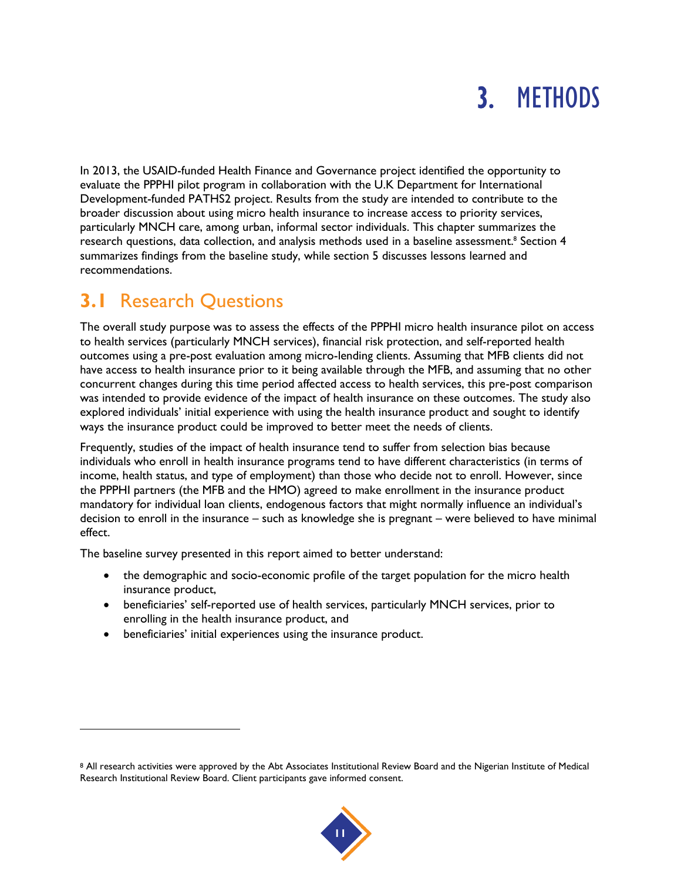# 3. METHODS

In 2013, the USAID-funded Health Finance and Governance project identified the opportunity to evaluate the PPPHI pilot program in collaboration with the U.K Department for International Development-funded PATHS2 project. Results from the study are intended to contribute to the broader discussion about using micro health insurance to increase access to priority services, particularly MNCH care, among urban, informal sector individuals. This chapter summarizes the research questions, data collection, and analysis methods used in a baseline assessment.[8] Section 4 summarizes findings from the baseline study, while section 5 discusses lessons learned and recommendations.

## 3.1 Research Questions

The overall study purpose was to assess the effects of the PPPHI micro health insurance pilot on access to health services (particularly MNCH services), financial risk protection, and self-reported health outcomes using a pre-post evaluation among micro-lending clients. Assuming that MFB clients did not have access to health insurance prior to it being available through the MFB, and assuming that no other concurrent changes during this time period affected access to health services, this pre-post comparison was intended to provide evidence of the impact of health insurance on these outcomes. The study also explored individuals' initial experience with using the health insurance product and sought to identify ways the insurance product could be improved to better meet the needs of clients.

Frequently, studies of the impact of health insurance tend to suffer from selection bias because individuals who enroll in health insurance programs tend to have different characteristics (in terms of income, health status, and type of employment) than those who decide not to enroll. However, since the PPPHI partners (the MFB and the HMO) agreed to make enrollment in the insurance product mandatory for individual loan clients, endogenous factors that might normally influence an individual's decision to enroll in the insurance – such as knowledge she is pregnant – were believed to have minimal effect.

The baseline survey presented in this report aimed to better understand:

- the demographic and socio-economic profile of the target population for the micro health insurance product,
- beneficiaries' self-reported use of health services, particularly MNCH services, prior to enrolling in the health insurance product, and
- beneficiaries' initial experiences using the insurance product.

---

[8] All research activities were approved by the Abt Associates Institutional Review Board and the Nigerian Institute of Medical Research Institutional Review Board. Client participants gave informed consent.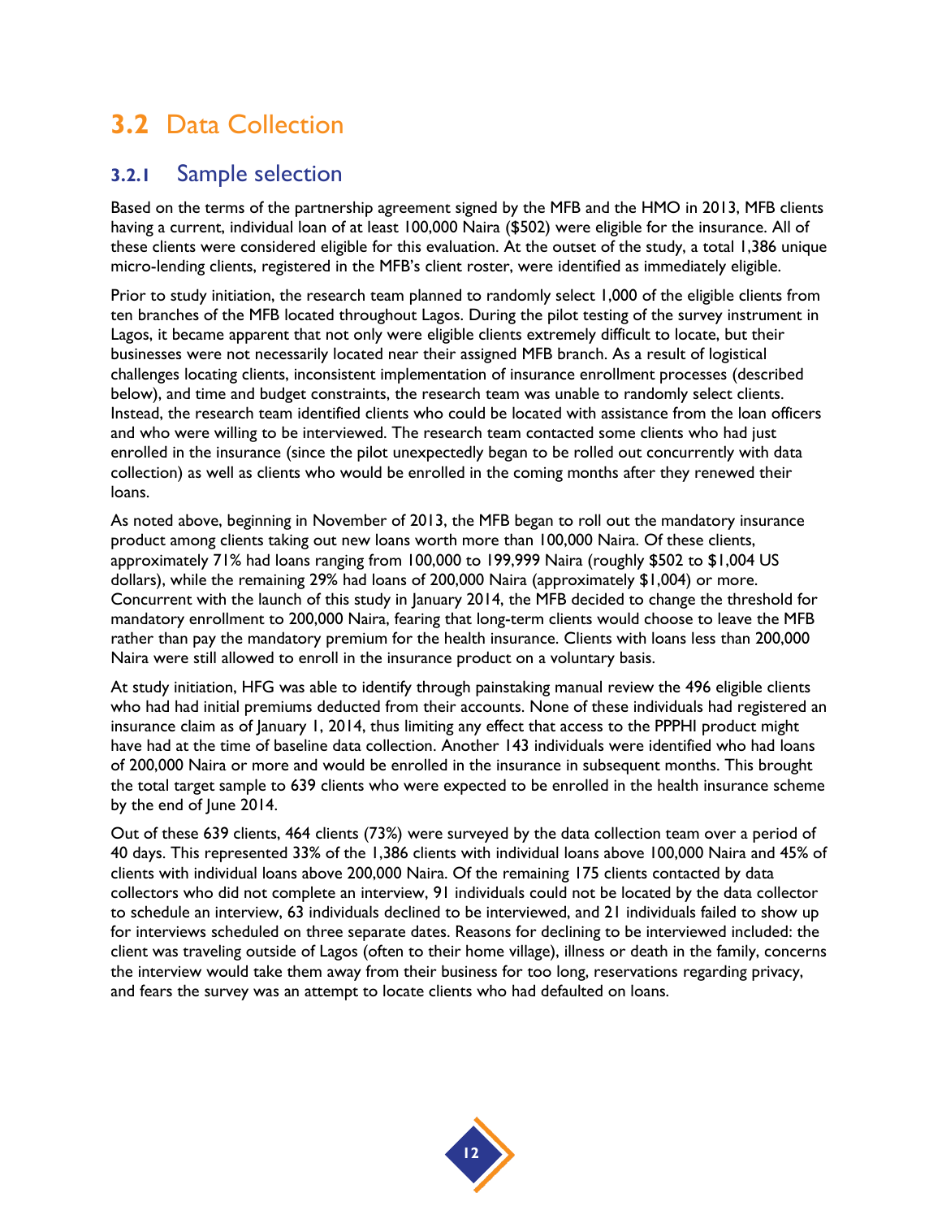## 3.2 Data Collection

### 3.2.1 Sample selection

Based on the terms of the partnership agreement signed by the MFB and the HMO in 2013, MFB clients having a current, individual loan of at least 100,000 Naira ($502) were eligible for the insurance. All of these clients were considered eligible for this evaluation. At the outset of the study, a total 1,386 unique micro-lending clients, registered in the MFB's client roster, were identified as immediately eligible.

Prior to study initiation, the research team planned to randomly select 1,000 of the eligible clients from ten branches of the MFB located throughout Lagos. During the pilot testing of the survey instrument in Lagos, it became apparent that not only were eligible clients extremely difficult to locate, but their businesses were not necessarily located near their assigned MFB branch. As a result of logistical challenges locating clients, inconsistent implementation of insurance enrollment processes (described below), and time and budget constraints, the research team was unable to randomly select clients. Instead, the research team identified clients who could be located with assistance from the loan officers and who were willing to be interviewed. The research team contacted some clients who had just enrolled in the insurance (since the pilot unexpectedly began to be rolled out concurrently with data collection) as well as clients who would be enrolled in the coming months after they renewed their loans.

As noted above, beginning in November of 2013, the MFB began to roll out the mandatory insurance product among clients taking out new loans worth more than 100,000 Naira. Of these clients, approximately 71% had loans ranging from 100,000 to 199,999 Naira (roughly $502 to $1,004 US dollars), while the remaining 29% had loans of 200,000 Naira (approximately $1,004) or more. Concurrent with the launch of this study in January 2014, the MFB decided to change the threshold for mandatory enrollment to 200,000 Naira, fearing that long-term clients would choose to leave the MFB rather than pay the mandatory premium for the health insurance. Clients with loans less than 200,000 Naira were still allowed to enroll in the insurance product on a voluntary basis.

At study initiation, HFG was able to identify through painstaking manual review the 496 eligible clients who had had initial premiums deducted from their accounts. None of these individuals had registered an insurance claim as of January 1, 2014, thus limiting any effect that access to the PPPHI product might have had at the time of baseline data collection. Another 143 individuals were identified who had loans of 200,000 Naira or more and would be enrolled in the insurance in subsequent months. This brought the total target sample to 639 clients who were expected to be enrolled in the health insurance scheme by the end of June 2014.

Out of these 639 clients, 464 clients (73%) were surveyed by the data collection team over a period of 40 days. This represented 33% of the 1,386 clients with individual loans above 100,000 Naira and 45% of clients with individual loans above 200,000 Naira. Of the remaining 175 clients contacted by data collectors who did not complete an interview, 91 individuals could not be located by the data collector to schedule an interview, 63 individuals declined to be interviewed, and 21 individuals failed to show up for interviews scheduled on three separate dates. Reasons for declining to be interviewed included: the client was traveling outside of Lagos (often to their home village), illness or death in the family, concerns the interview would take them away from their business for too long, reservations regarding privacy, and fears the survey was an attempt to locate clients who had defaulted on loans.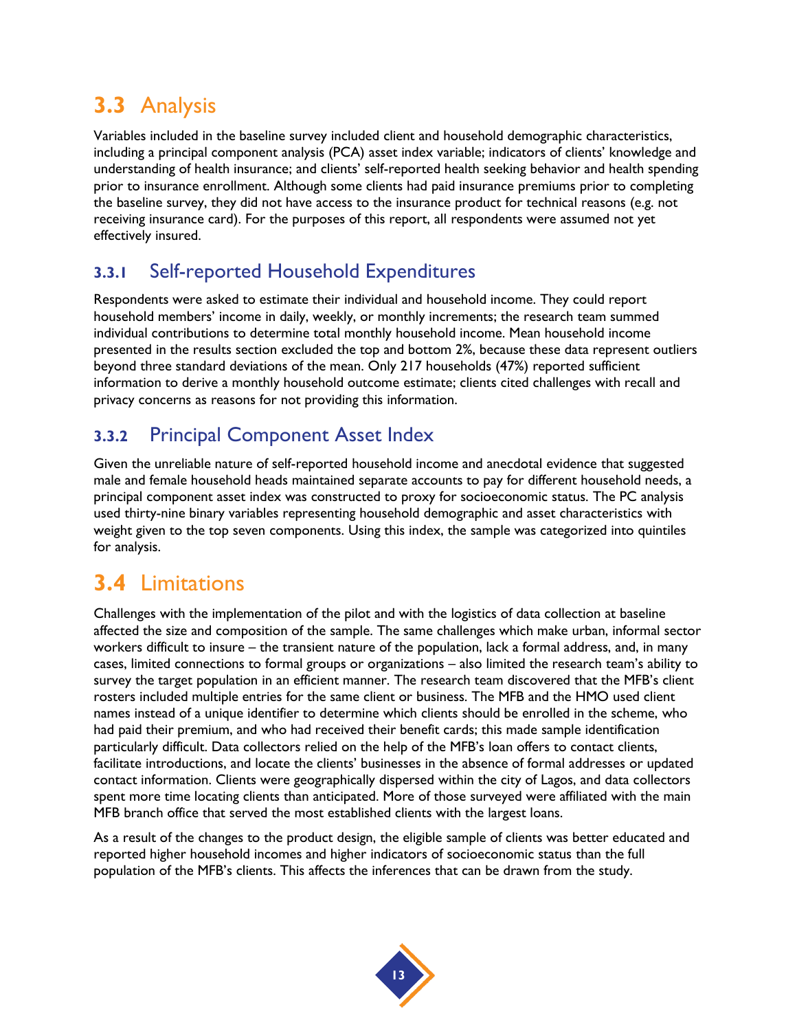## 3.3 Analysis

Variables included in the baseline survey included client and household demographic characteristics, including a principal component analysis (PCA) asset index variable; indicators of clients' knowledge and understanding of health insurance; and clients' self-reported health seeking behavior and health spending prior to insurance enrollment. Although some clients had paid insurance premiums prior to completing the baseline survey, they did not have access to the insurance product for technical reasons (e.g. not receiving insurance card). For the purposes of this report, all respondents were assumed not yet effectively insured.

### 3.3.1 Self-reported Household Expenditures

Respondents were asked to estimate their individual and household income. They could report household members' income in daily, weekly, or monthly increments; the research team summed individual contributions to determine total monthly household income. Mean household income presented in the results section excluded the top and bottom 2%, because these data represent outliers beyond three standard deviations of the mean. Only 217 households (47%) reported sufficient information to derive a monthly household outcome estimate; clients cited challenges with recall and privacy concerns as reasons for not providing this information.

### 3.3.2 Principal Component Asset Index

Given the unreliable nature of self-reported household income and anecdotal evidence that suggested male and female household heads maintained separate accounts to pay for different household needs, a principal component asset index was constructed to proxy for socioeconomic status. The PC analysis used thirty-nine binary variables representing household demographic and asset characteristics with weight given to the top seven components. Using this index, the sample was categorized into quintiles for analysis.

## 3.4 Limitations

Challenges with the implementation of the pilot and with the logistics of data collection at baseline affected the size and composition of the sample. The same challenges which make urban, informal sector workers difficult to insure – the transient nature of the population, lack a formal address, and, in many cases, limited connections to formal groups or organizations – also limited the research team's ability to survey the target population in an efficient manner. The research team discovered that the MFB's client rosters included multiple entries for the same client or business. The MFB and the HMO used client names instead of a unique identifier to determine which clients should be enrolled in the scheme, who had paid their premium, and who had received their benefit cards; this made sample identification particularly difficult. Data collectors relied on the help of the MFB's loan offers to contact clients, facilitate introductions, and locate the clients' businesses in the absence of formal addresses or updated contact information. Clients were geographically dispersed within the city of Lagos, and data collectors spent more time locating clients than anticipated. More of those surveyed were affiliated with the main MFB branch office that served the most established clients with the largest loans.

As a result of the changes to the product design, the eligible sample of clients was better educated and reported higher household incomes and higher indicators of socioeconomic status than the full population of the MFB's clients. This affects the inferences that can be drawn from the study.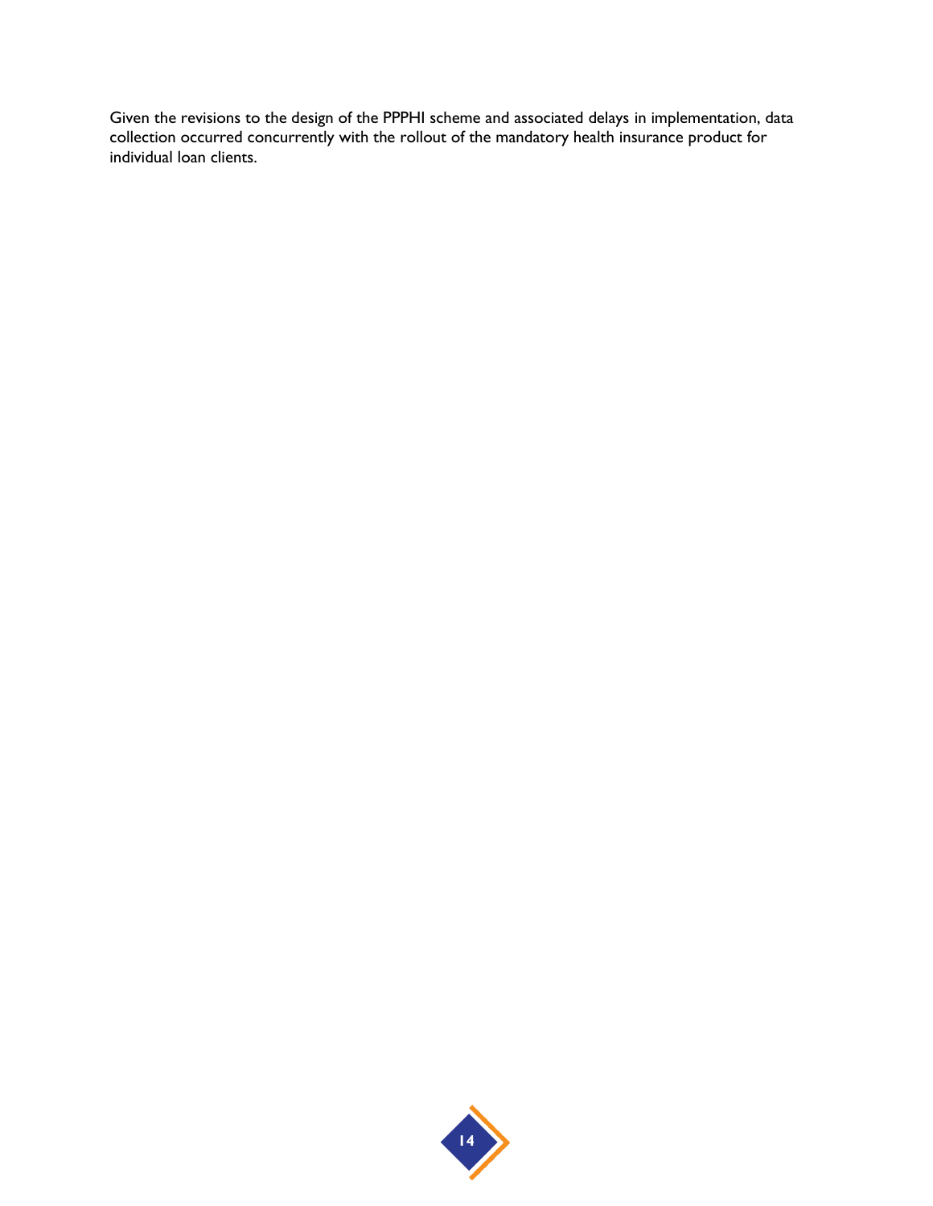Given the revisions to the design of the PPPHI scheme and associated delays in implementation, data collection occurred concurrently with the rollout of the mandatory health insurance product for individual loan clients.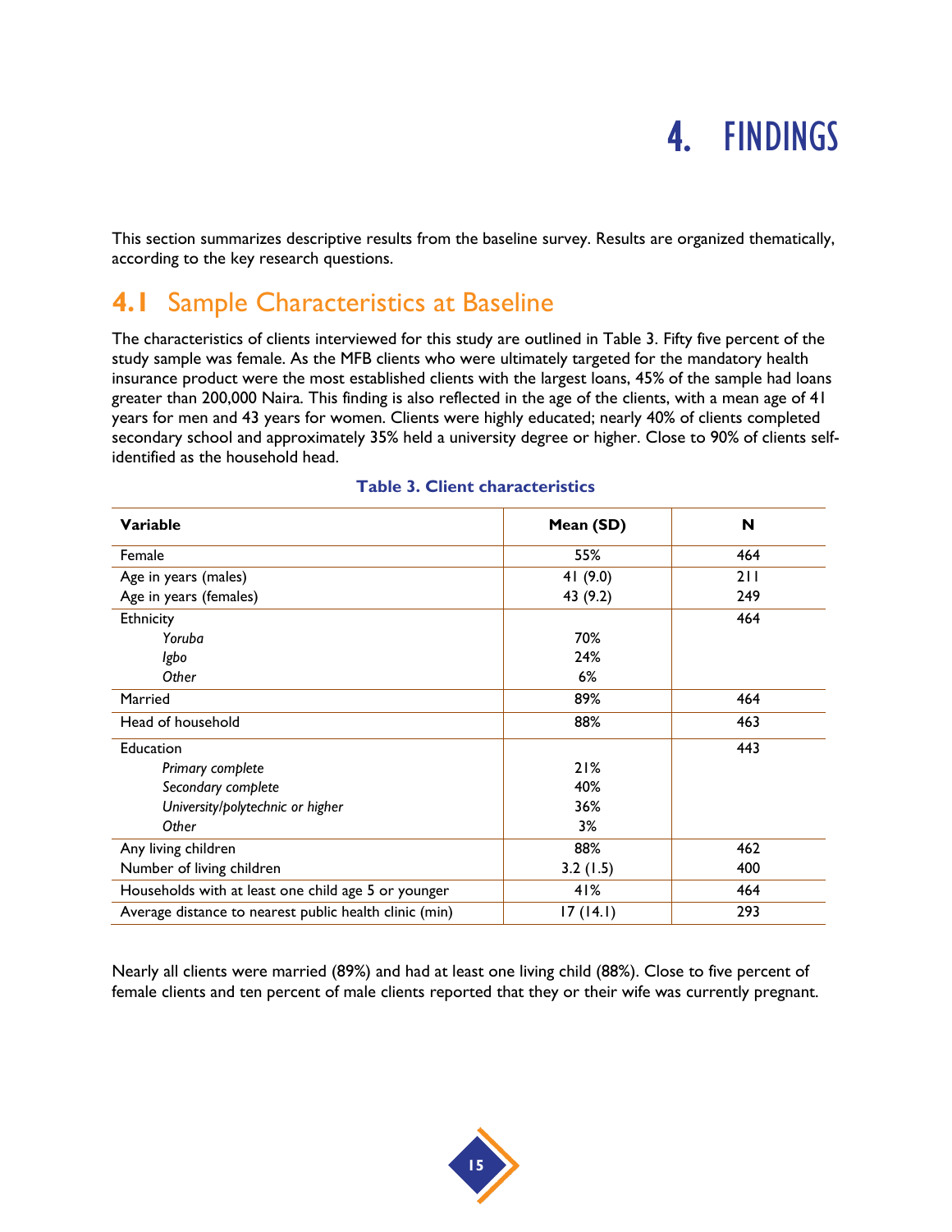# 4. FINDINGS

This section summarizes descriptive results from the baseline survey. Results are organized thematically, according to the key research questions.

## 4.1 Sample Characteristics at Baseline

The characteristics of clients interviewed for this study are outlined in Table 3. Fifty five percent of the study sample was female. As the MFB clients who were ultimately targeted for the mandatory health insurance product were the most established clients with the largest loans, 45% of the sample had loans greater than 200,000 Naira. This finding is also reflected in the age of the clients, with a mean age of 41 years for men and 43 years for women. Clients were highly educated; nearly 40% of clients completed secondary school and approximately 35% held a university degree or higher. Close to 90% of clients self-identified as the household head.

**Table 3. Client characteristics**

| Variable | Mean (SD) | N |
|---|---|---|
| Female | 55% | 464 |
| Age in years (males) | 41 (9.0) | 211 |
| Age in years (females) | 43 (9.2) | 249 |
| Ethnicity | | 464 |
| *Yoruba* | 70% | |
| *Igbo* | 24% | |
| *Other* | 6% | |
| Married | 89% | 464 |
| Head of household | 88% | 463 |
| Education | | 443 |
| *Primary complete* | 21% | |
| *Secondary complete* | 40% | |
| *University/polytechnic or higher* | 36% | |
| *Other* | 3% | |
| Any living children | 88% | 462 |
| Number of living children | 3.2 (1.5) | 400 |
| Households with at least one child age 5 or younger | 41% | 464 |
| Average distance to nearest public health clinic (min) | 17 (14.1) | 293 |

Nearly all clients were married (89%) and had at least one living child (88%). Close to five percent of female clients and ten percent of male clients reported that they or their wife was currently pregnant.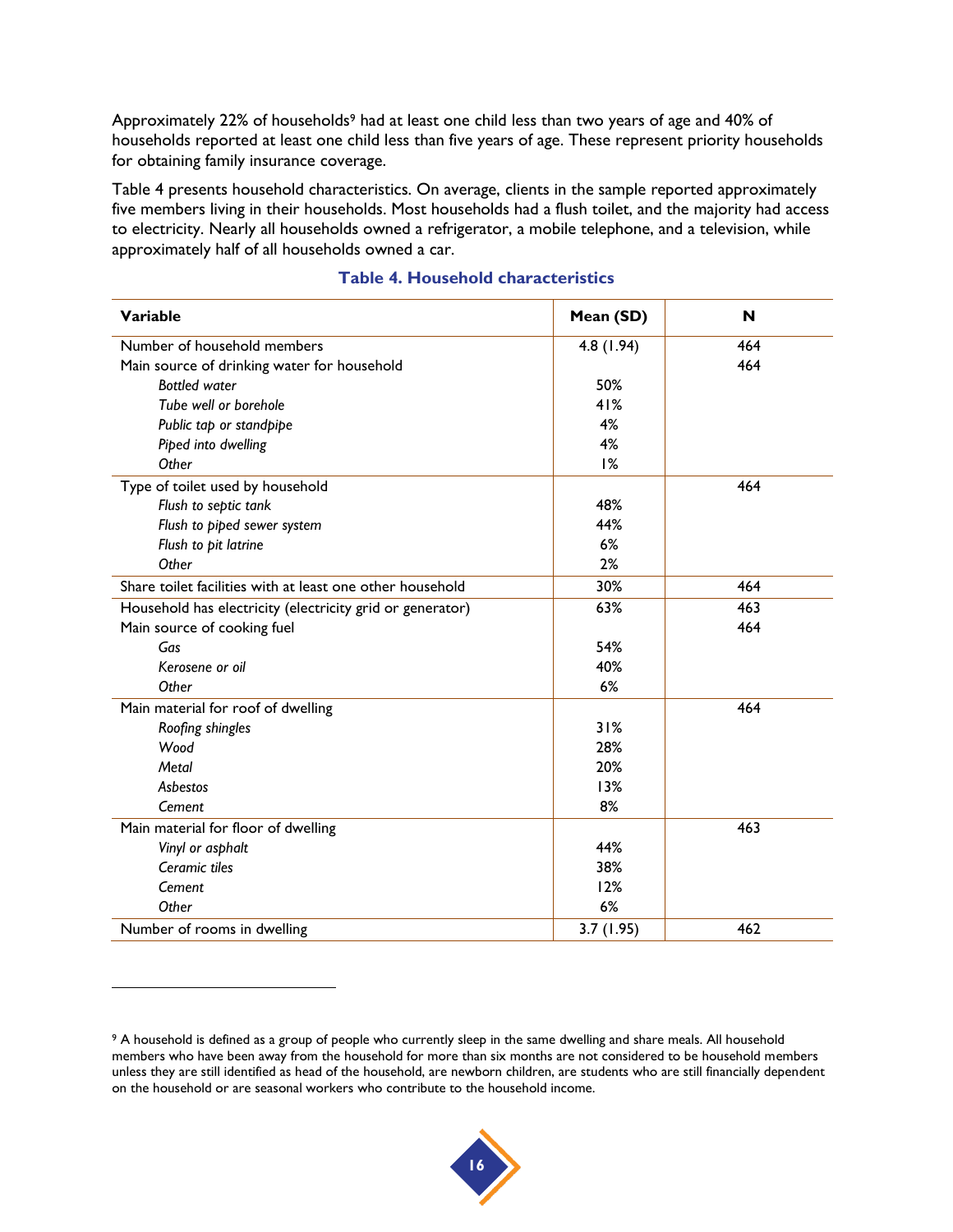Approximately 22% of households[9] had at least one child less than two years of age and 40% of households reported at least one child less than five years of age. These represent priority households for obtaining family insurance coverage.

Table 4 presents household characteristics. On average, clients in the sample reported approximately five members living in their households. Most households had a flush toilet, and the majority had access to electricity. Nearly all households owned a refrigerator, a mobile telephone, and a television, while approximately half of all households owned a car.

**Table 4. Household characteristics**

| Variable | Mean (SD) | N |
|---|---|---|
| Number of household members | 4.8 (1.94) | 464 |
| Main source of drinking water for household | | 464 |
| *Bottled water* | 50% | |
| *Tube well or borehole* | 41% | |
| *Public tap or standpipe* | 4% | |
| *Piped into dwelling* | 4% | |
| *Other* | 1% | |
| Type of toilet used by household | | 464 |
| *Flush to septic tank* | 48% | |
| *Flush to piped sewer system* | 44% | |
| *Flush to pit latrine* | 6% | |
| *Other* | 2% | |
| Share toilet facilities with at least one other household | 30% | 464 |
| Household has electricity (electricity grid or generator) | 63% | 463 |
| Main source of cooking fuel | | 464 |
| *Gas* | 54% | |
| *Kerosene or oil* | 40% | |
| *Other* | 6% | |
| Main material for roof of dwelling | | 464 |
| *Roofing shingles* | 31% | |
| *Wood* | 28% | |
| *Metal* | 20% | |
| *Asbestos* | 13% | |
| *Cement* | 8% | |
| Main material for floor of dwelling | | 463 |
| *Vinyl or asphalt* | 44% | |
| *Ceramic tiles* | 38% | |
| *Cement* | 12% | |
| *Other* | 6% | |
| Number of rooms in dwelling | 3.7 (1.95) | 462 |

[9] A household is defined as a group of people who currently sleep in the same dwelling and share meals. All household members who have been away from the household for more than six months are not considered to be household members unless they are still identified as head of the household, are newborn children, are students who are still financially dependent on the household or are seasonal workers who contribute to the household income.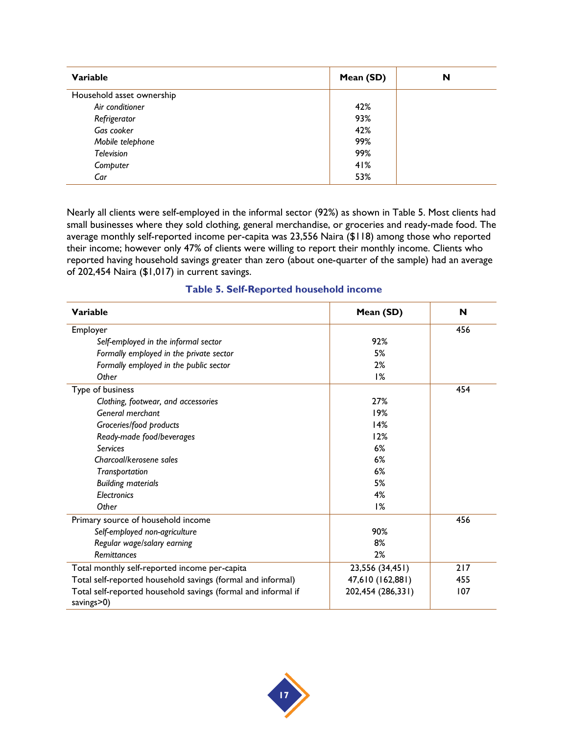| Variable | Mean (SD) | N |
|---|---|---|
| Household asset ownership | | |
| *Air conditioner* | 42% | |
| *Refrigerator* | 93% | |
| *Gas cooker* | 42% | |
| *Mobile telephone* | 99% | |
| *Television* | 99% | |
| *Computer* | 41% | |
| *Car* | 53% | |

Nearly all clients were self-employed in the informal sector (92%) as shown in Table 5. Most clients had small businesses where they sold clothing, general merchandise, or groceries and ready-made food. The average monthly self-reported income per-capita was 23,556 Naira ($118) among those who reported their income; however only 47% of clients were willing to report their monthly income. Clients who reported having household savings greater than zero (about one-quarter of the sample) had an average of 202,454 Naira ($1,017) in current savings.

**Table 5. Self-Reported household income**

| Variable | Mean (SD) | N |
|---|---|---|
| Employer | | 456 |
| *Self-employed in the informal sector* | 92% | |
| *Formally employed in the private sector* | 5% | |
| *Formally employed in the public sector* | 2% | |
| *Other* | 1% | |
| Type of business | | 454 |
| *Clothing, footwear, and accessories* | 27% | |
| *General merchant* | 19% | |
| *Groceries/food products* | 14% | |
| *Ready-made food/beverages* | 12% | |
| *Services* | 6% | |
| *Charcoal/kerosene sales* | 6% | |
| *Transportation* | 6% | |
| *Building materials* | 5% | |
| *Electronics* | 4% | |
| *Other* | 1% | |
| Primary source of household income | | 456 |
| *Self-employed non-agriculture* | 90% | |
| *Regular wage/salary earning* | 8% | |
| *Remittances* | 2% | |
| Total monthly self-reported income per-capita | 23,556 (34,451) | 217 |
| Total self-reported household savings (formal and informal) | 47,610 (162,881) | 455 |
| Total self-reported household savings (formal and informal if savings>0) | 202,454 (286,331) | 107 |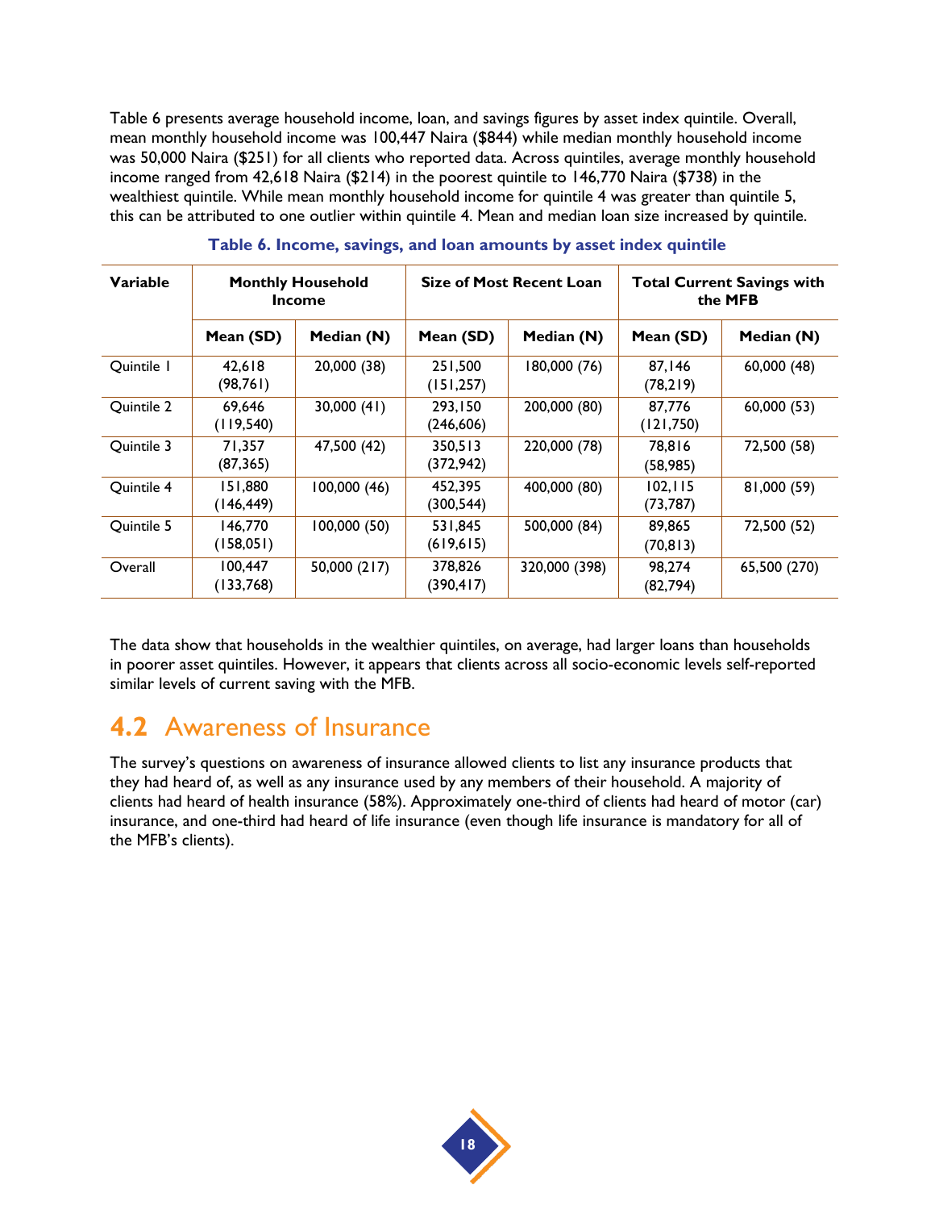Table 6 presents average household income, loan, and savings figures by asset index quintile. Overall, mean monthly household income was 100,447 Naira ($844) while median monthly household income was 50,000 Naira ($251) for all clients who reported data. Across quintiles, average monthly household income ranged from 42,618 Naira ($214) in the poorest quintile to 146,770 Naira ($738) in the wealthiest quintile. While mean monthly household income for quintile 4 was greater than quintile 5, this can be attributed to one outlier within quintile 4. Mean and median loan size increased by quintile.

**Table 6. Income, savings, and loan amounts by asset index quintile**

| Variable | Monthly Household Income | | Size of Most Recent Loan | | Total Current Savings with the MFB | |
|---|---|---|---|---|---|---|
| | Mean (SD) | Median (N) | Mean (SD) | Median (N) | Mean (SD) | Median (N) |
| Quintile 1 | 42,618 (98,761) | 20,000 (38) | 251,500 (151,257) | 180,000 (76) | 87,146 (78,219) | 60,000 (48) |
| Quintile 2 | 69,646 (119,540) | 30,000 (41) | 293,150 (246,606) | 200,000 (80) | 87,776 (121,750) | 60,000 (53) |
| Quintile 3 | 71,357 (87,365) | 47,500 (42) | 350,513 (372,942) | 220,000 (78) | 78,816 (58,985) | 72,500 (58) |
| Quintile 4 | 151,880 (146,449) | 100,000 (46) | 452,395 (300,544) | 400,000 (80) | 102,115 (73,787) | 81,000 (59) |
| Quintile 5 | 146,770 (158,051) | 100,000 (50) | 531,845 (619,615) | 500,000 (84) | 89,865 (70,813) | 72,500 (52) |
| Overall | 100,447 (133,768) | 50,000 (217) | 378,826 (390,417) | 320,000 (398) | 98,274 (82,794) | 65,500 (270) |

The data show that households in the wealthier quintiles, on average, had larger loans than households in poorer asset quintiles. However, it appears that clients across all socio-economic levels self-reported similar levels of current saving with the MFB.

## 4.2 Awareness of Insurance

The survey's questions on awareness of insurance allowed clients to list any insurance products that they had heard of, as well as any insurance used by any members of their household. A majority of clients had heard of health insurance (58%). Approximately one-third of clients had heard of motor (car) insurance, and one-third had heard of life insurance (even though life insurance is mandatory for all of the MFB's clients).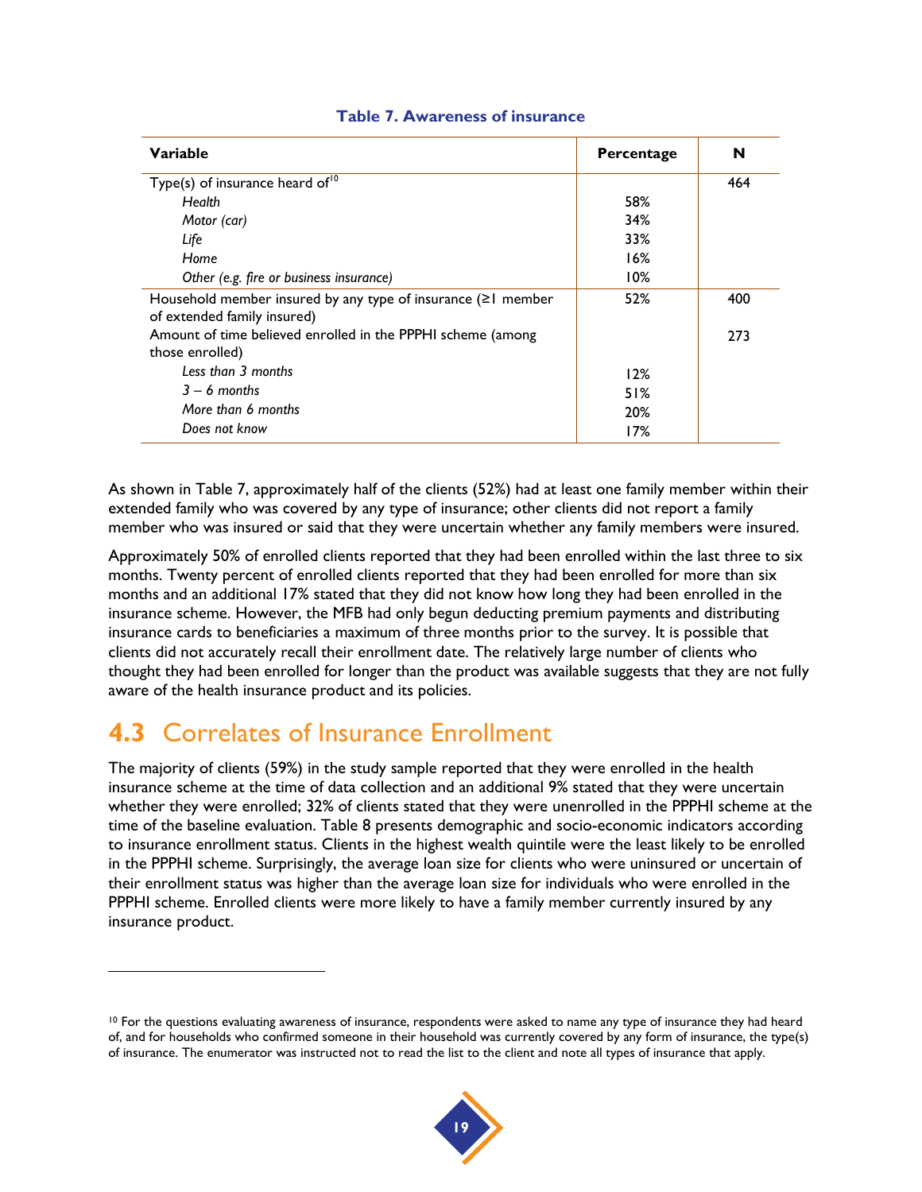**Table 7. Awareness of insurance**

| Variable | Percentage | N |
|---|---|---|
| Type(s) of insurance heard of[10] | | 464 |
| *Health* | 58% | |
| *Motor (car)* | 34% | |
| *Life* | 33% | |
| *Home* | 16% | |
| *Other (e.g. fire or business insurance)* | 10% | |
| Household member insured by any type of insurance (≥1 member of extended family insured) | 52% | 400 |
| Amount of time believed enrolled in the PPPHI scheme (among those enrolled) | | 273 |
| *Less than 3 months* | 12% | |
| *3 – 6 months* | 51% | |
| *More than 6 months* | 20% | |
| *Does not know* | 17% | |

As shown in Table 7, approximately half of the clients (52%) had at least one family member within their extended family who was covered by any type of insurance; other clients did not report a family member who was insured or said that they were uncertain whether any family members were insured.

Approximately 50% of enrolled clients reported that they had been enrolled within the last three to six months. Twenty percent of enrolled clients reported that they had been enrolled for more than six months and an additional 17% stated that they did not know how long they had been enrolled in the insurance scheme. However, the MFB had only begun deducting premium payments and distributing insurance cards to beneficiaries a maximum of three months prior to the survey. It is possible that clients did not accurately recall their enrollment date. The relatively large number of clients who thought they had been enrolled for longer than the product was available suggests that they are not fully aware of the health insurance product and its policies.

## 4.3 Correlates of Insurance Enrollment

The majority of clients (59%) in the study sample reported that they were enrolled in the health insurance scheme at the time of data collection and an additional 9% stated that they were uncertain whether they were enrolled; 32% of clients stated that they were unenrolled in the PPPHI scheme at the time of the baseline evaluation. Table 8 presents demographic and socio-economic indicators according to insurance enrollment status. Clients in the highest wealth quintile were the least likely to be enrolled in the PPPHI scheme. Surprisingly, the average loan size for clients who were uninsured or uncertain of their enrollment status was higher than the average loan size for individuals who were enrolled in the PPPHI scheme. Enrolled clients were more likely to have a family member currently insured by any insurance product.

---

[10] For the questions evaluating awareness of insurance, respondents were asked to name any type of insurance they had heard of, and for households who confirmed someone in their household was currently covered by any form of insurance, the type(s) of insurance. The enumerator was instructed not to read the list to the client and note all types of insurance that apply.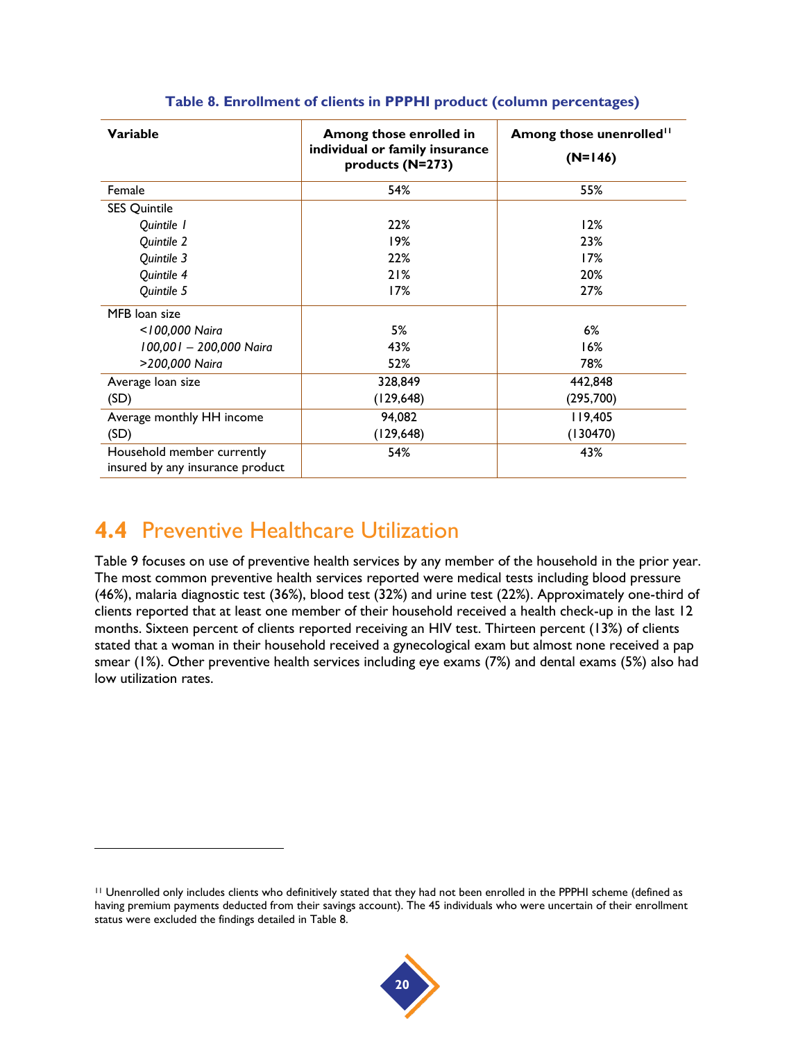**Table 8. Enrollment of clients in PPPHI product (column percentages)**

| Variable | Among those enrolled in individual or family insurance products (N=273) | Among those unenrolled[11] (N=146) |
|---|---|---|
| Female | 54% | 55% |
| SES Quintile | | |
| *Quintile 1* | 22% | 12% |
| *Quintile 2* | 19% | 23% |
| *Quintile 3* | 22% | 17% |
| *Quintile 4* | 21% | 20% |
| *Quintile 5* | 17% | 27% |
| MFB loan size | | |
| *<100,000 Naira* | 5% | 6% |
| *100,001 – 200,000 Naira* | 43% | 16% |
| *>200,000 Naira* | 52% | 78% |
| Average loan size (SD) | 328,849 (129,648) | 442,848 (295,700) |
| Average monthly HH income (SD) | 94,082 (129,648) | 119,405 (130470) |
| Household member currently insured by any insurance product | 54% | 43% |

## 4.4 Preventive Healthcare Utilization

Table 9 focuses on use of preventive health services by any member of the household in the prior year. The most common preventive health services reported were medical tests including blood pressure (46%), malaria diagnostic test (36%), blood test (32%) and urine test (22%). Approximately one-third of clients reported that at least one member of their household received a health check-up in the last 12 months. Sixteen percent of clients reported receiving an HIV test. Thirteen percent (13%) of clients stated that a woman in their household received a gynecological exam but almost none received a pap smear (1%). Other preventive health services including eye exams (7%) and dental exams (5%) also had low utilization rates.

[11] Unenrolled only includes clients who definitively stated that they had not been enrolled in the PPPHI scheme (defined as having premium payments deducted from their savings account). The 45 individuals who were uncertain of their enrollment status were excluded the findings detailed in Table 8.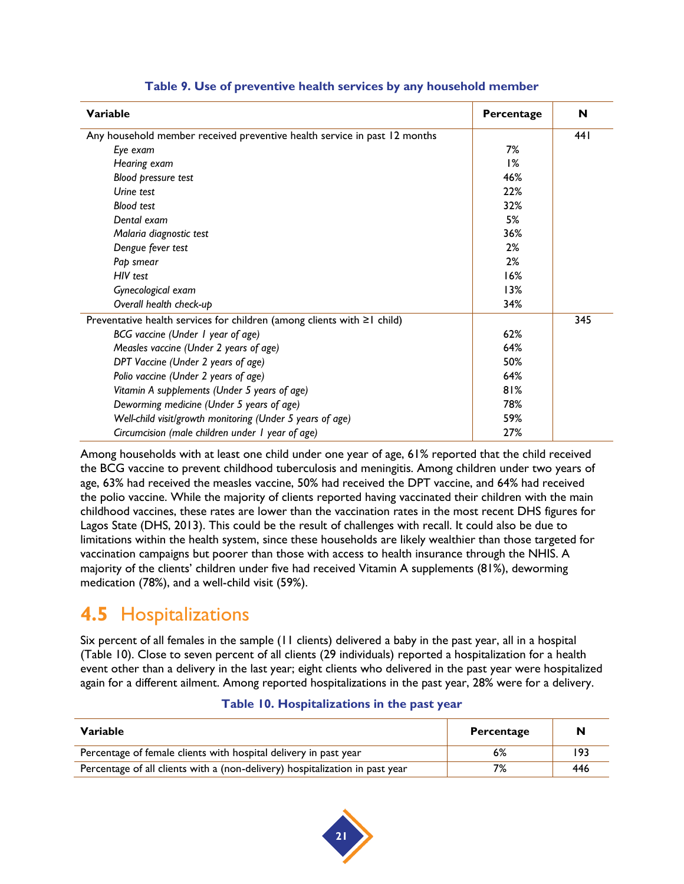**Table 9. Use of preventive health services by any household member**

| Variable | Percentage | N |
|---|---|---|
| Any household member received preventive health service in past 12 months | | 441 |
| *Eye exam* | 7% | |
| *Hearing exam* | 1% | |
| *Blood pressure test* | 46% | |
| *Urine test* | 22% | |
| *Blood test* | 32% | |
| *Dental exam* | 5% | |
| *Malaria diagnostic test* | 36% | |
| *Dengue fever test* | 2% | |
| *Pap smear* | 2% | |
| *HIV test* | 16% | |
| *Gynecological exam* | 13% | |
| *Overall health check-up* | 34% | |
| Preventative health services for children (among clients with ≥1 child) | | 345 |
| *BCG vaccine (Under 1 year of age)* | 62% | |
| *Measles vaccine (Under 2 years of age)* | 64% | |
| *DPT Vaccine (Under 2 years of age)* | 50% | |
| *Polio vaccine (Under 2 years of age)* | 64% | |
| *Vitamin A supplements (Under 5 years of age)* | 81% | |
| *Deworming medicine (Under 5 years of age)* | 78% | |
| *Well-child visit/growth monitoring (Under 5 years of age)* | 59% | |
| *Circumcision (male children under 1 year of age)* | 27% | |

Among households with at least one child under one year of age, 61% reported that the child received the BCG vaccine to prevent childhood tuberculosis and meningitis. Among children under two years of age, 63% had received the measles vaccine, 50% had received the DPT vaccine, and 64% had received the polio vaccine. While the majority of clients reported having vaccinated their children with the main childhood vaccines, these rates are lower than the vaccination rates in the most recent DHS figures for Lagos State (DHS, 2013). This could be the result of challenges with recall. It could also be due to limitations within the health system, since these households are likely wealthier than those targeted for vaccination campaigns but poorer than those with access to health insurance through the NHIS. A majority of the clients' children under five had received Vitamin A supplements (81%), deworming medication (78%), and a well-child visit (59%).

## 4.5 Hospitalizations

Six percent of all females in the sample (11 clients) delivered a baby in the past year, all in a hospital (Table 10). Close to seven percent of all clients (29 individuals) reported a hospitalization for a health event other than a delivery in the last year; eight clients who delivered in the past year were hospitalized again for a different ailment. Among reported hospitalizations in the past year, 28% were for a delivery.

**Table 10. Hospitalizations in the past year**

| Variable | Percentage | N |
|---|---|---|
| Percentage of female clients with hospital delivery in past year | 6% | 193 |
| Percentage of all clients with a (non-delivery) hospitalization in past year | 7% | 446 |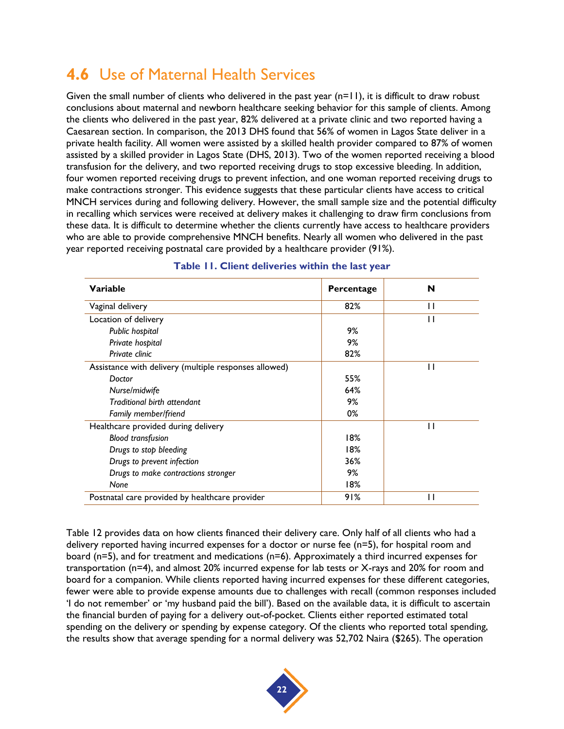## 4.6 Use of Maternal Health Services

Given the small number of clients who delivered in the past year (n=11), it is difficult to draw robust conclusions about maternal and newborn healthcare seeking behavior for this sample of clients. Among the clients who delivered in the past year, 82% delivered at a private clinic and two reported having a Caesarean section. In comparison, the 2013 DHS found that 56% of women in Lagos State deliver in a private health facility. All women were assisted by a skilled health provider compared to 87% of women assisted by a skilled provider in Lagos State (DHS, 2013). Two of the women reported receiving a blood transfusion for the delivery, and two reported receiving drugs to stop excessive bleeding. In addition, four women reported receiving drugs to prevent infection, and one woman reported receiving drugs to make contractions stronger. This evidence suggests that these particular clients have access to critical MNCH services during and following delivery. However, the small sample size and the potential difficulty in recalling which services were received at delivery makes it challenging to draw firm conclusions from these data. It is difficult to determine whether the clients currently have access to healthcare providers who are able to provide comprehensive MNCH benefits. Nearly all women who delivered in the past year reported receiving postnatal care provided by a healthcare provider (91%).

**Table 11. Client deliveries within the last year**

| Variable | Percentage | N |
|---|---|---|
| Vaginal delivery | 82% | 11 |
| Location of delivery | | 11 |
| *Public hospital* | 9% | |
| *Private hospital* | 9% | |
| *Private clinic* | 82% | |
| Assistance with delivery (multiple responses allowed) | | 11 |
| *Doctor* | 55% | |
| *Nurse/midwife* | 64% | |
| *Traditional birth attendant* | 9% | |
| *Family member/friend* | 0% | |
| Healthcare provided during delivery | | 11 |
| *Blood transfusion* | 18% | |
| *Drugs to stop bleeding* | 18% | |
| *Drugs to prevent infection* | 36% | |
| *Drugs to make contractions stronger* | 9% | |
| *None* | 18% | |
| Postnatal care provided by healthcare provider | 91% | 11 |

Table 12 provides data on how clients financed their delivery care. Only half of all clients who had a delivery reported having incurred expenses for a doctor or nurse fee (n=5), for hospital room and board (n=5), and for treatment and medications (n=6). Approximately a third incurred expenses for transportation (n=4), and almost 20% incurred expense for lab tests or X-rays and 20% for room and board for a companion. While clients reported having incurred expenses for these different categories, fewer were able to provide expense amounts due to challenges with recall (common responses included 'I do not remember' or 'my husband paid the bill'). Based on the available data, it is difficult to ascertain the financial burden of paying for a delivery out-of-pocket. Clients either reported estimated total spending on the delivery or spending by expense category. Of the clients who reported total spending, the results show that average spending for a normal delivery was 52,702 Naira ($265). The operation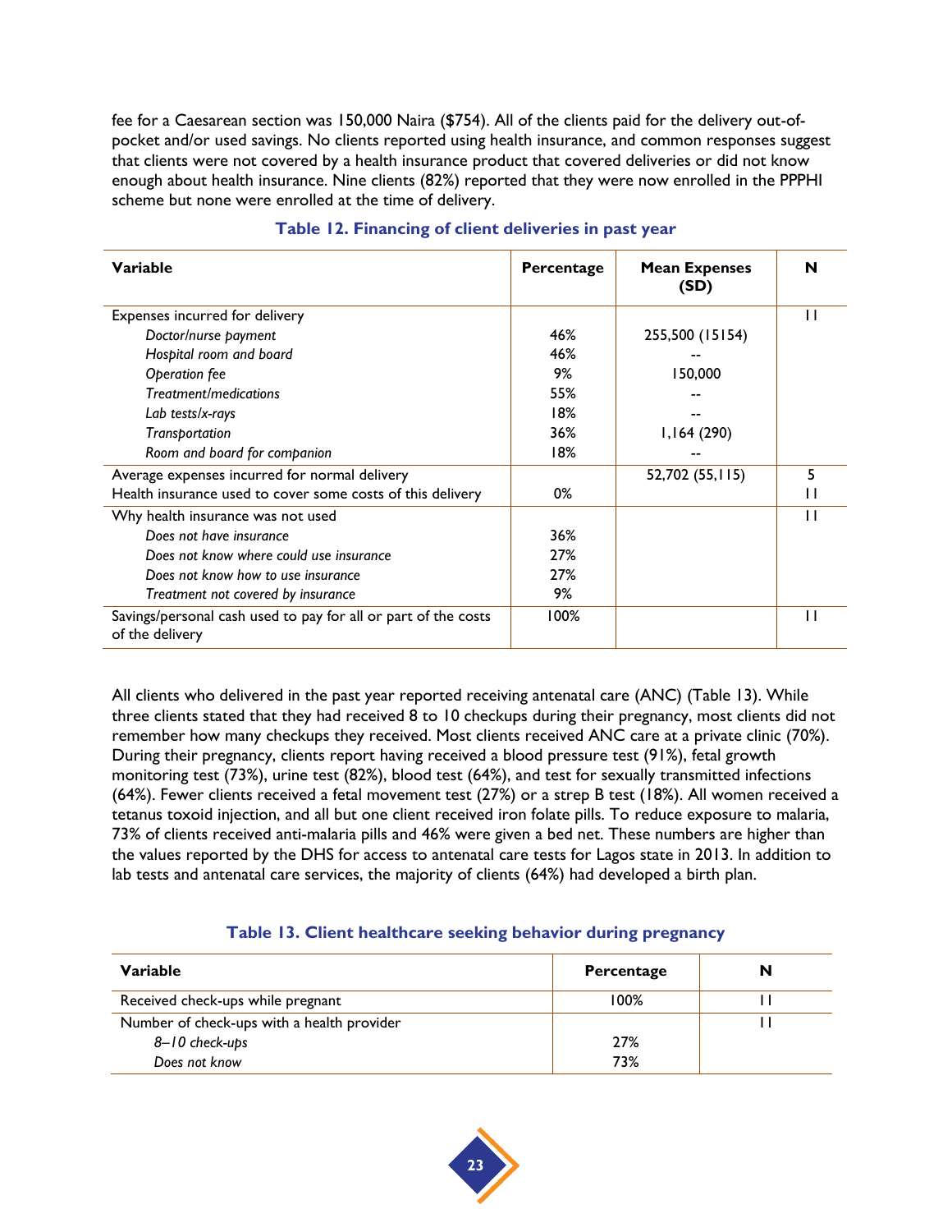fee for a Caesarean section was 150,000 Naira ($754). All of the clients paid for the delivery out-of-pocket and/or used savings. No clients reported using health insurance, and common responses suggest that clients were not covered by a health insurance product that covered deliveries or did not know enough about health insurance. Nine clients (82%) reported that they were now enrolled in the PPPHI scheme but none were enrolled at the time of delivery.

**Table 12. Financing of client deliveries in past year**

| Variable | Percentage | Mean Expenses (SD) | N |
|---|---|---|---|
| Expenses incurred for delivery | | | 11 |
| *Doctor/nurse payment* | 46% | 255,500 (15154) | |
| *Hospital room and board* | 46% | -- | |
| *Operation fee* | 9% | 150,000 | |
| *Treatment/medications* | 55% | -- | |
| *Lab tests/x-rays* | 18% | -- | |
| *Transportation* | 36% | 1,164 (290) | |
| *Room and board for companion* | 18% | -- | |
| Average expenses incurred for normal delivery | | 52,702 (55,115) | 5 |
| Health insurance used to cover some costs of this delivery | 0% | | 11 |
| Why health insurance was not used | | | 11 |
| *Does not have insurance* | 36% | | |
| *Does not know where could use insurance* | 27% | | |
| *Does not know how to use insurance* | 27% | | |
| *Treatment not covered by insurance* | 9% | | |
| Savings/personal cash used to pay for all or part of the costs of the delivery | 100% | | 11 |

All clients who delivered in the past year reported receiving antenatal care (ANC) (Table 13). While three clients stated that they had received 8 to 10 checkups during their pregnancy, most clients did not remember how many checkups they received. Most clients received ANC care at a private clinic (70%). During their pregnancy, clients report having received a blood pressure test (91%), fetal growth monitoring test (73%), urine test (82%), blood test (64%), and test for sexually transmitted infections (64%). Fewer clients received a fetal movement test (27%) or a strep B test (18%). All women received a tetanus toxoid injection, and all but one client received iron folate pills. To reduce exposure to malaria, 73% of clients received anti-malaria pills and 46% were given a bed net. These numbers are higher than the values reported by the DHS for access to antenatal care tests for Lagos state in 2013. In addition to lab tests and antenatal care services, the majority of clients (64%) had developed a birth plan.

**Table 13. Client healthcare seeking behavior during pregnancy**

| Variable | Percentage | N |
|---|---|---|
| Received check-ups while pregnant | 100% | 11 |
| Number of check-ups with a health provider | | 11 |
| *8–10 check-ups* | 27% | |
| *Does not know* | 73% | |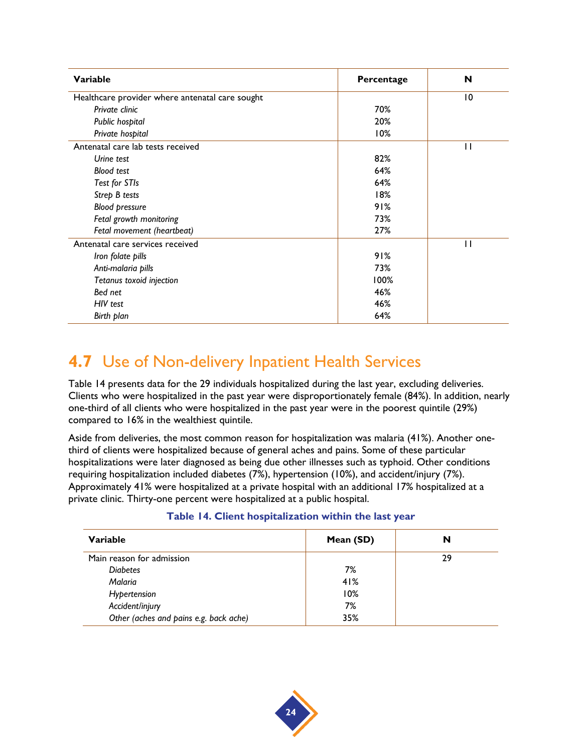| Variable | Percentage | N |
|---|---|---|
| Healthcare provider where antenatal care sought | | 10 |
| *Private clinic* | 70% | |
| *Public hospital* | 20% | |
| *Private hospital* | 10% | |
| Antenatal care lab tests received | | 11 |
| *Urine test* | 82% | |
| *Blood test* | 64% | |
| *Test for STIs* | 64% | |
| *Strep B tests* | 18% | |
| *Blood pressure* | 91% | |
| *Fetal growth monitoring* | 73% | |
| *Fetal movement (heartbeat)* | 27% | |
| Antenatal care services received | | 11 |
| *Iron folate pills* | 91% | |
| *Anti-malaria pills* | 73% | |
| *Tetanus toxoid injection* | 100% | |
| *Bed net* | 46% | |
| *HIV test* | 46% | |
| *Birth plan* | 64% | |

## 4.7 Use of Non-delivery Inpatient Health Services

Table 14 presents data for the 29 individuals hospitalized during the last year, excluding deliveries. Clients who were hospitalized in the past year were disproportionately female (84%). In addition, nearly one-third of all clients who were hospitalized in the past year were in the poorest quintile (29%) compared to 16% in the wealthiest quintile.

Aside from deliveries, the most common reason for hospitalization was malaria (41%). Another one-third of clients were hospitalized because of general aches and pains. Some of these particular hospitalizations were later diagnosed as being due other illnesses such as typhoid. Other conditions requiring hospitalization included diabetes (7%), hypertension (10%), and accident/injury (7%). Approximately 41% were hospitalized at a private hospital with an additional 17% hospitalized at a private clinic. Thirty-one percent were hospitalized at a public hospital.

**Table 14. Client hospitalization within the last year**

| Variable | Mean (SD) | N |
|---|---|---|
| Main reason for admission | | 29 |
| *Diabetes* | 7% | |
| *Malaria* | 41% | |
| *Hypertension* | 10% | |
| *Accident/injury* | 7% | |
| *Other (aches and pains e.g. back ache)* | 35% | |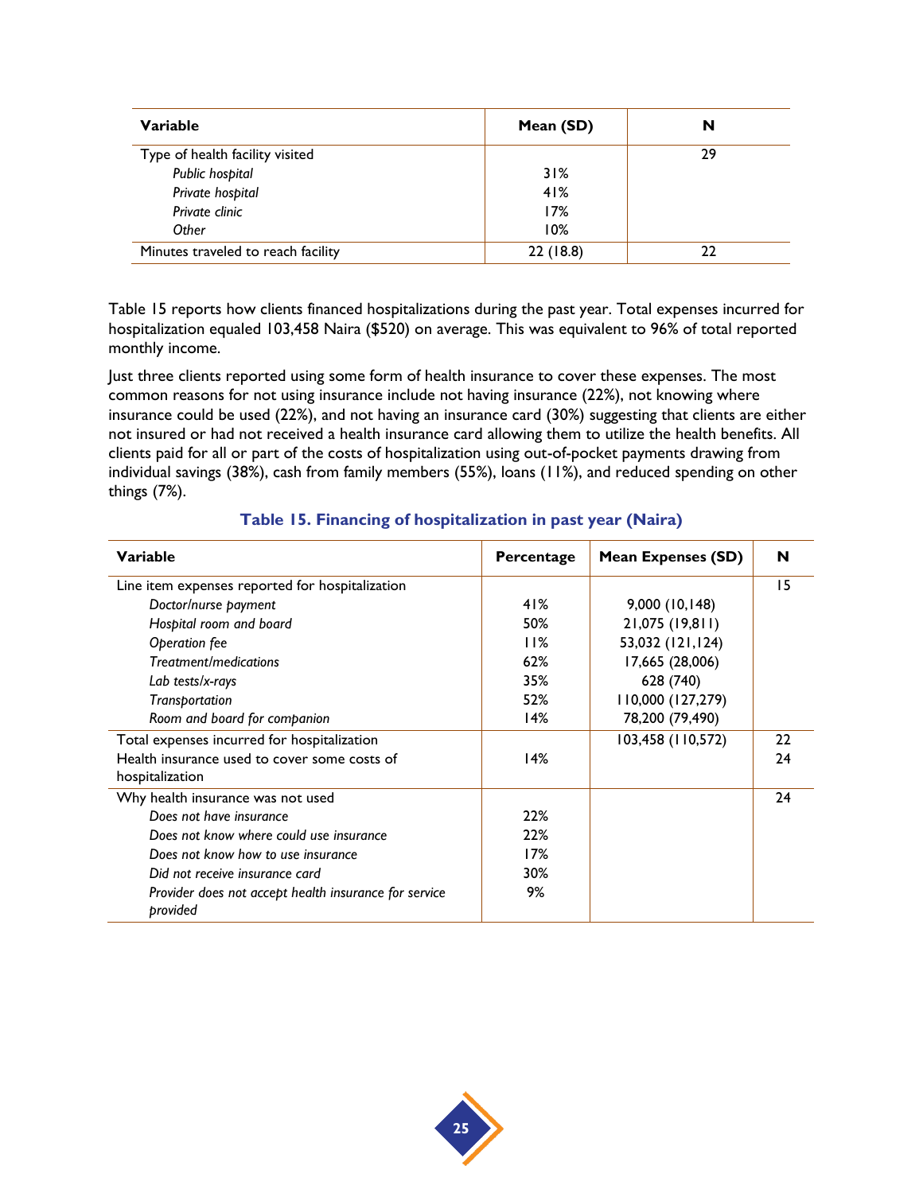| Variable | Mean (SD) | N |
|---|---|---|
| Type of health facility visited | | 29 |
| *Public hospital* | 31% | |
| *Private hospital* | 41% | |
| *Private clinic* | 17% | |
| *Other* | 10% | |
| Minutes traveled to reach facility | 22 (18.8) | 22 |

Table 15 reports how clients financed hospitalizations during the past year. Total expenses incurred for hospitalization equaled 103,458 Naira ($520) on average. This was equivalent to 96% of total reported monthly income.

Just three clients reported using some form of health insurance to cover these expenses. The most common reasons for not using insurance include not having insurance (22%), not knowing where insurance could be used (22%), and not having an insurance card (30%) suggesting that clients are either not insured or had not received a health insurance card allowing them to utilize the health benefits. All clients paid for all or part of the costs of hospitalization using out-of-pocket payments drawing from individual savings (38%), cash from family members (55%), loans (11%), and reduced spending on other things (7%).

**Table 15. Financing of hospitalization in past year (Naira)**

| Variable | Percentage | Mean Expenses (SD) | N |
|---|---|---|---|
| Line item expenses reported for hospitalization | | | 15 |
| *Doctor/nurse payment* | 41% | 9,000 (10,148) | |
| *Hospital room and board* | 50% | 21,075 (19,811) | |
| *Operation fee* | 11% | 53,032 (121,124) | |
| *Treatment/medications* | 62% | 17,665 (28,006) | |
| *Lab tests/x-rays* | 35% | 628 (740) | |
| *Transportation* | 52% | 110,000 (127,279) | |
| *Room and board for companion* | 14% | 78,200 (79,490) | |
| Total expenses incurred for hospitalization | | 103,458 (110,572) | 22 |
| Health insurance used to cover some costs of hospitalization | 14% | | 24 |
| Why health insurance was not used | | | 24 |
| *Does not have insurance* | 22% | | |
| *Does not know where could use insurance* | 22% | | |
| *Does not know how to use insurance* | 17% | | |
| *Did not receive insurance card* | 30% | | |
| *Provider does not accept health insurance for service provided* | 9% | | |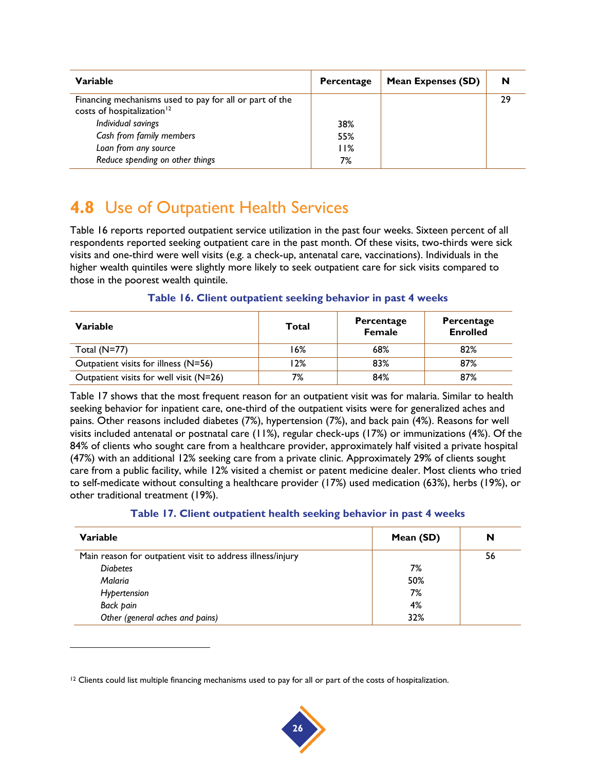| Variable | Percentage | Mean Expenses (SD) | N |
|---|---|---|---|
| Financing mechanisms used to pay for all or part of the costs of hospitalization[12] | | | 29 |
| *Individual savings* | 38% | | |
| *Cash from family members* | 55% | | |
| *Loan from any source* | 11% | | |
| *Reduce spending on other things* | 7% | | |

## 4.8 Use of Outpatient Health Services

Table 16 reports reported outpatient service utilization in the past four weeks. Sixteen percent of all respondents reported seeking outpatient care in the past month. Of these visits, two-thirds were sick visits and one-third were well visits (e.g. a check-up, antenatal care, vaccinations). Individuals in the higher wealth quintiles were slightly more likely to seek outpatient care for sick visits compared to those in the poorest wealth quintile.

**Table 16. Client outpatient seeking behavior in past 4 weeks**

| Variable | Total | Percentage Female | Percentage Enrolled |
|---|---|---|---|
| Total (N=77) | 16% | 68% | 82% |
| Outpatient visits for illness (N=56) | 12% | 83% | 87% |
| Outpatient visits for well visit (N=26) | 7% | 84% | 87% |

Table 17 shows that the most frequent reason for an outpatient visit was for malaria. Similar to health seeking behavior for inpatient care, one-third of the outpatient visits were for generalized aches and pains. Other reasons included diabetes (7%), hypertension (7%), and back pain (4%). Reasons for well visits included antenatal or postnatal care (11%), regular check-ups (17%) or immunizations (4%). Of the 84% of clients who sought care from a healthcare provider, approximately half visited a private hospital (47%) with an additional 12% seeking care from a private clinic. Approximately 29% of clients sought care from a public facility, while 12% visited a chemist or patent medicine dealer. Most clients who tried to self-medicate without consulting a healthcare provider (17%) used medication (63%), herbs (19%), or other traditional treatment (19%).

**Table 17. Client outpatient health seeking behavior in past 4 weeks**

| Variable | Mean (SD) | N |
|---|---|---|
| Main reason for outpatient visit to address illness/injury | | 56 |
| *Diabetes* | 7% | |
| *Malaria* | 50% | |
| *Hypertension* | 7% | |
| *Back pain* | 4% | |
| *Other (general aches and pains)* | 32% | |

[12] Clients could list multiple financing mechanisms used to pay for all or part of the costs of hospitalization.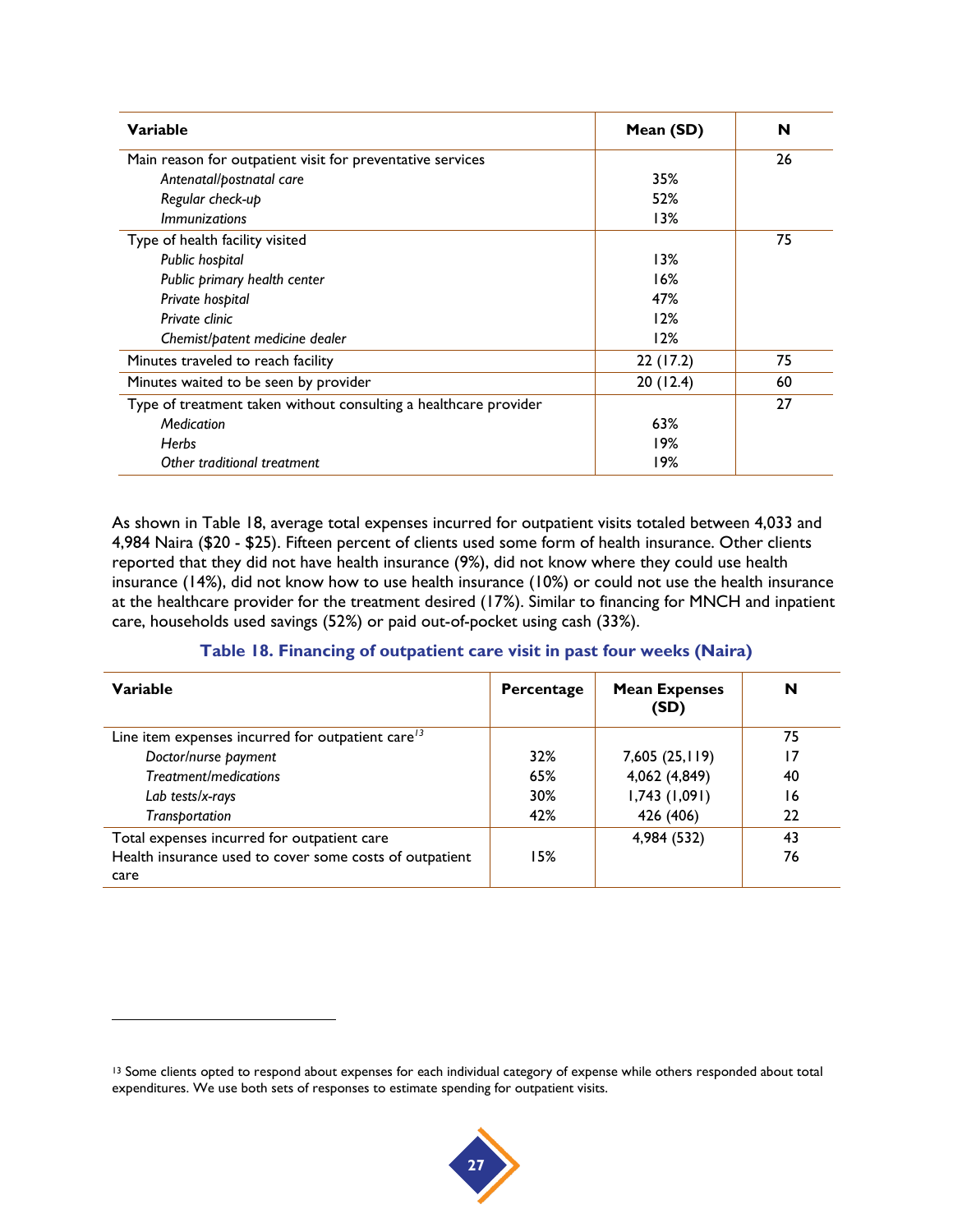| Variable | Mean (SD) | N |
|---|---|---|
| Main reason for outpatient visit for preventative services | | 26 |
| *Antenatal/postnatal care* | 35% | |
| *Regular check-up* | 52% | |
| *Immunizations* | 13% | |
| Type of health facility visited | | 75 |
| *Public hospital* | 13% | |
| *Public primary health center* | 16% | |
| *Private hospital* | 47% | |
| *Private clinic* | 12% | |
| *Chemist/patent medicine dealer* | 12% | |
| Minutes traveled to reach facility | 22 (17.2) | 75 |
| Minutes waited to be seen by provider | 20 (12.4) | 60 |
| Type of treatment taken without consulting a healthcare provider | | 27 |
| *Medication* | 63% | |
| *Herbs* | 19% | |
| *Other traditional treatment* | 19% | |

As shown in Table 18, average total expenses incurred for outpatient visits totaled between 4,033 and 4,984 Naira ($20 - $25). Fifteen percent of clients used some form of health insurance. Other clients reported that they did not have health insurance (9%), did not know where they could use health insurance (14%), did not know how to use health insurance (10%) or could not use the health insurance at the healthcare provider for the treatment desired (17%). Similar to financing for MNCH and inpatient care, households used savings (52%) or paid out-of-pocket using cash (33%).

**Table 18. Financing of outpatient care visit in past four weeks (Naira)**

| Variable | Percentage | Mean Expenses (SD) | N |
|---|---|---|---|
| Line item expenses incurred for outpatient care[13] | | | 75 |
| *Doctor/nurse payment* | 32% | 7,605 (25,119) | 17 |
| *Treatment/medications* | 65% | 4,062 (4,849) | 40 |
| *Lab tests/x-rays* | 30% | 1,743 (1,091) | 16 |
| *Transportation* | 42% | 426 (406) | 22 |
| Total expenses incurred for outpatient care | | 4,984 (532) | 43 |
| Health insurance used to cover some costs of outpatient care | 15% | | 76 |

[13] Some clients opted to respond about expenses for each individual category of expense while others responded about total expenditures. We use both sets of responses to estimate spending for outpatient visits.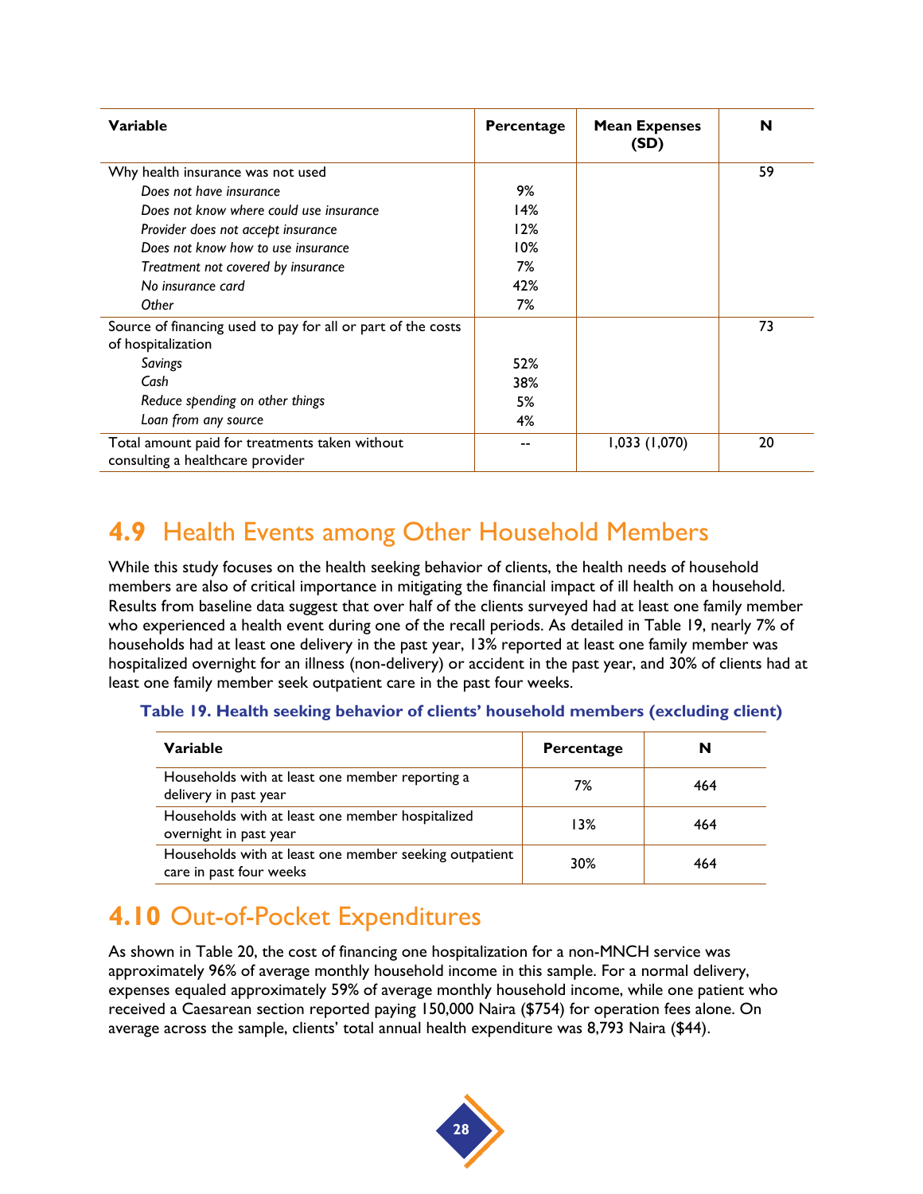| Variable | Percentage | Mean Expenses (SD) | N |
|---|---|---|---|
| Why health insurance was not used | | | 59 |
| *Does not have insurance* | 9% | | |
| *Does not know where could use insurance* | 14% | | |
| *Provider does not accept insurance* | 12% | | |
| *Does not know how to use insurance* | 10% | | |
| *Treatment not covered by insurance* | 7% | | |
| *No insurance card* | 42% | | |
| *Other* | 7% | | |
| Source of financing used to pay for all or part of the costs of hospitalization | | | 73 |
| *Savings* | 52% | | |
| *Cash* | 38% | | |
| *Reduce spending on other things* | 5% | | |
| *Loan from any source* | 4% | | |
| Total amount paid for treatments taken without consulting a healthcare provider | -- | 1,033 (1,070) | 20 |

## 4.9 Health Events among Other Household Members

While this study focuses on the health seeking behavior of clients, the health needs of household members are also of critical importance in mitigating the financial impact of ill health on a household. Results from baseline data suggest that over half of the clients surveyed had at least one family member who experienced a health event during one of the recall periods. As detailed in Table 19, nearly 7% of households had at least one delivery in the past year, 13% reported at least one family member was hospitalized overnight for an illness (non-delivery) or accident in the past year, and 30% of clients had at least one family member seek outpatient care in the past four weeks.

**Table 19. Health seeking behavior of clients' household members (excluding client)**

| Variable | Percentage | N |
|---|---|---|
| Households with at least one member reporting a delivery in past year | 7% | 464 |
| Households with at least one member hospitalized overnight in past year | 13% | 464 |
| Households with at least one member seeking outpatient care in past four weeks | 30% | 464 |

## 4.10 Out-of-Pocket Expenditures

As shown in Table 20, the cost of financing one hospitalization for a non-MNCH service was approximately 96% of average monthly household income in this sample. For a normal delivery, expenses equaled approximately 59% of average monthly household income, while one patient who received a Caesarean section reported paying 150,000 Naira ($754) for operation fees alone. On average across the sample, clients' total annual health expenditure was 8,793 Naira ($44).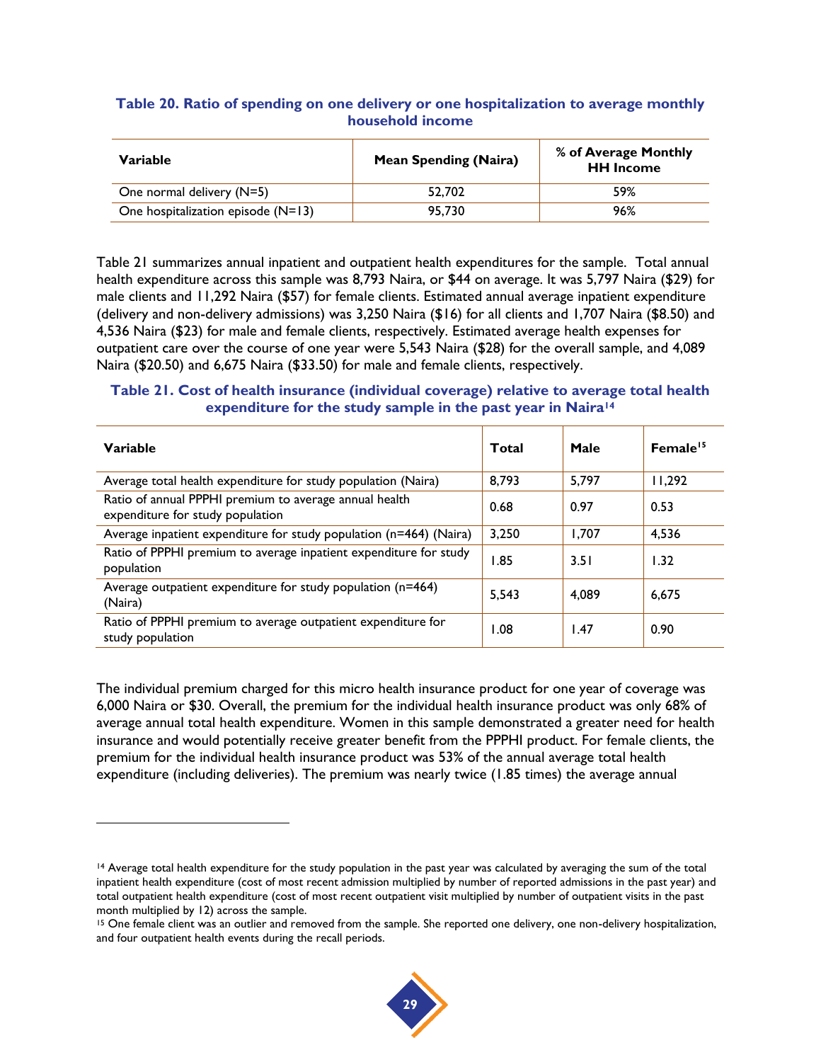**Table 20. Ratio of spending on one delivery or one hospitalization to average monthly household income**

| Variable | Mean Spending (Naira) | % of Average Monthly HH Income |
|---|---|---|
| One normal delivery (N=5) | 52,702 | 59% |
| One hospitalization episode (N=13) | 95,730 | 96% |

Table 21 summarizes annual inpatient and outpatient health expenditures for the sample. Total annual health expenditure across this sample was 8,793 Naira, or $44 on average. It was 5,797 Naira ($29) for male clients and 11,292 Naira ($57) for female clients. Estimated annual average inpatient expenditure (delivery and non-delivery admissions) was 3,250 Naira ($16) for all clients and 1,707 Naira ($8.50) and 4,536 Naira ($23) for male and female clients, respectively. Estimated average health expenses for outpatient care over the course of one year were 5,543 Naira ($28) for the overall sample, and 4,089 Naira ($20.50) and 6,675 Naira ($33.50) for male and female clients, respectively.

**Table 21. Cost of health insurance (individual coverage) relative to average total health expenditure for the study sample in the past year in Naira[14]**

| Variable | Total | Male | Female[15] |
|---|---|---|---|
| Average total health expenditure for study population (Naira) | 8,793 | 5,797 | 11,292 |
| Ratio of annual PPPHI premium to average annual health expenditure for study population | 0.68 | 0.97 | 0.53 |
| Average inpatient expenditure for study population (n=464) (Naira) | 3,250 | 1,707 | 4,536 |
| Ratio of PPPHI premium to average inpatient expenditure for study population | 1.85 | 3.51 | 1.32 |
| Average outpatient expenditure for study population (n=464) (Naira) | 5,543 | 4,089 | 6,675 |
| Ratio of PPPHI premium to average outpatient expenditure for study population | 1.08 | 1.47 | 0.90 |

The individual premium charged for this micro health insurance product for one year of coverage was 6,000 Naira or $30. Overall, the premium for the individual health insurance product was only 68% of average annual total health expenditure. Women in this sample demonstrated a greater need for health insurance and would potentially receive greater benefit from the PPPHI product. For female clients, the premium for the individual health insurance product was 53% of the annual average total health expenditure (including deliveries). The premium was nearly twice (1.85 times) the average annual

---

[14] Average total health expenditure for the study population in the past year was calculated by averaging the sum of the total inpatient health expenditure (cost of most recent admission multiplied by number of reported admissions in the past year) and total outpatient health expenditure (cost of most recent outpatient visit multiplied by number of outpatient visits in the past month multiplied by 12) across the sample.

[15] One female client was an outlier and removed from the sample. She reported one delivery, one non-delivery hospitalization, and four outpatient health events during the recall periods.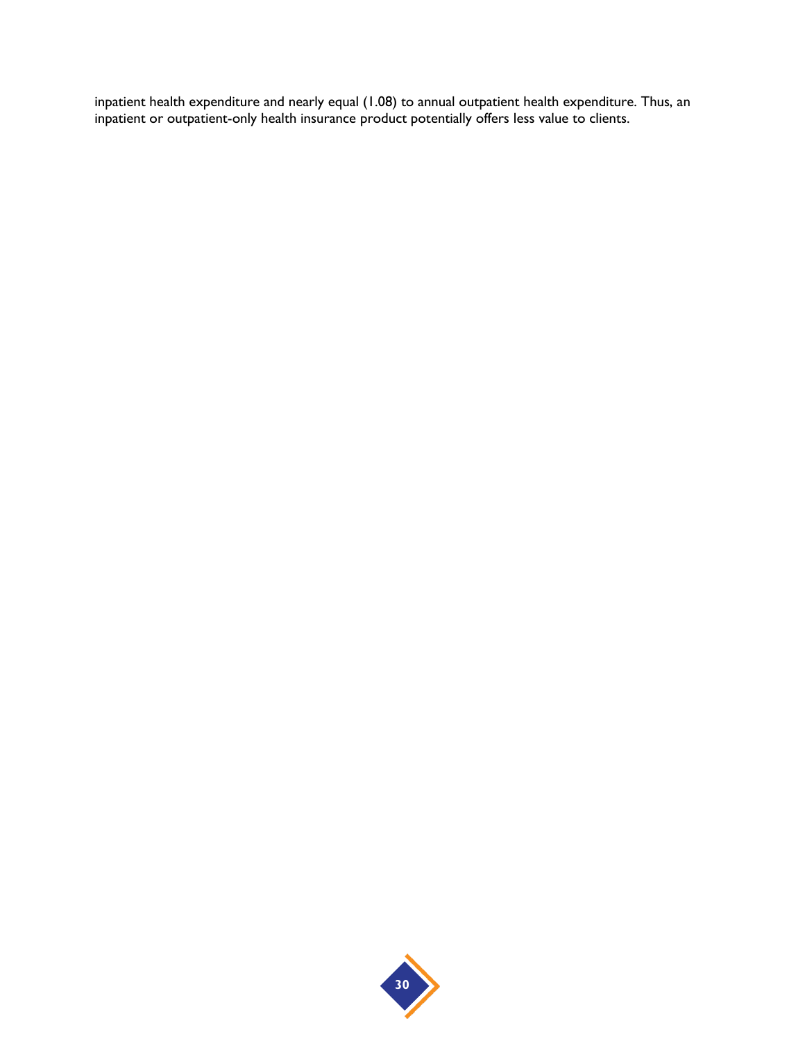inpatient health expenditure and nearly equal (1.08) to annual outpatient health expenditure. Thus, an inpatient or outpatient-only health insurance product potentially offers less value to clients.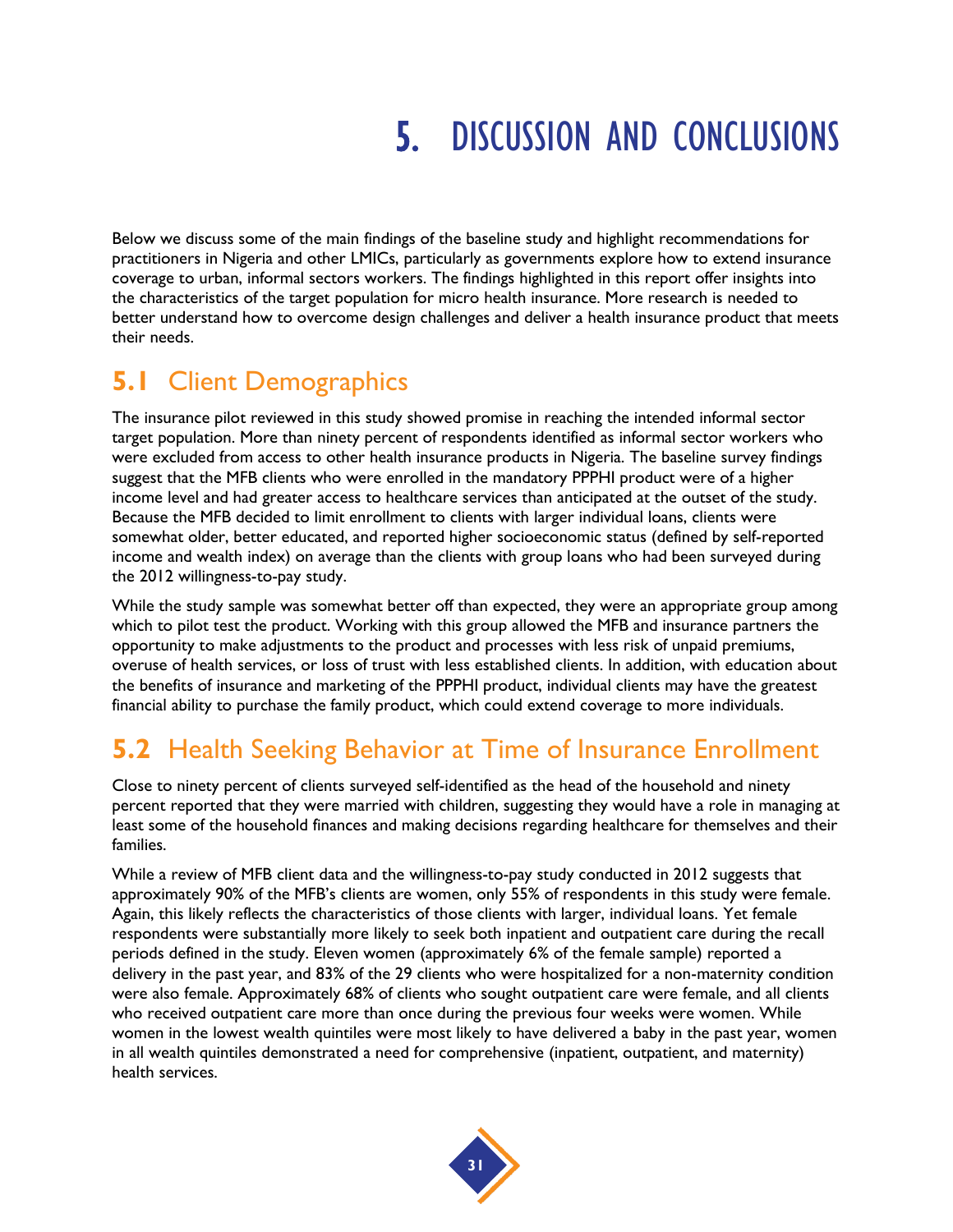# 5. DISCUSSION AND CONCLUSIONS

Below we discuss some of the main findings of the baseline study and highlight recommendations for practitioners in Nigeria and other LMICs, particularly as governments explore how to extend insurance coverage to urban, informal sectors workers. The findings highlighted in this report offer insights into the characteristics of the target population for micro health insurance. More research is needed to better understand how to overcome design challenges and deliver a health insurance product that meets their needs.

## 5.1 Client Demographics

The insurance pilot reviewed in this study showed promise in reaching the intended informal sector target population. More than ninety percent of respondents identified as informal sector workers who were excluded from access to other health insurance products in Nigeria. The baseline survey findings suggest that the MFB clients who were enrolled in the mandatory PPPHI product were of a higher income level and had greater access to healthcare services than anticipated at the outset of the study. Because the MFB decided to limit enrollment to clients with larger individual loans, clients were somewhat older, better educated, and reported higher socioeconomic status (defined by self-reported income and wealth index) on average than the clients with group loans who had been surveyed during the 2012 willingness-to-pay study.

While the study sample was somewhat better off than expected, they were an appropriate group among which to pilot test the product. Working with this group allowed the MFB and insurance partners the opportunity to make adjustments to the product and processes with less risk of unpaid premiums, overuse of health services, or loss of trust with less established clients. In addition, with education about the benefits of insurance and marketing of the PPPHI product, individual clients may have the greatest financial ability to purchase the family product, which could extend coverage to more individuals.

## 5.2 Health Seeking Behavior at Time of Insurance Enrollment

Close to ninety percent of clients surveyed self-identified as the head of the household and ninety percent reported that they were married with children, suggesting they would have a role in managing at least some of the household finances and making decisions regarding healthcare for themselves and their families.

While a review of MFB client data and the willingness-to-pay study conducted in 2012 suggests that approximately 90% of the MFB's clients are women, only 55% of respondents in this study were female. Again, this likely reflects the characteristics of those clients with larger, individual loans. Yet female respondents were substantially more likely to seek both inpatient and outpatient care during the recall periods defined in the study. Eleven women (approximately 6% of the female sample) reported a delivery in the past year, and 83% of the 29 clients who were hospitalized for a non-maternity condition were also female. Approximately 68% of clients who sought outpatient care were female, and all clients who received outpatient care more than once during the previous four weeks were women. While women in the lowest wealth quintiles were most likely to have delivered a baby in the past year, women in all wealth quintiles demonstrated a need for comprehensive (inpatient, outpatient, and maternity) health services.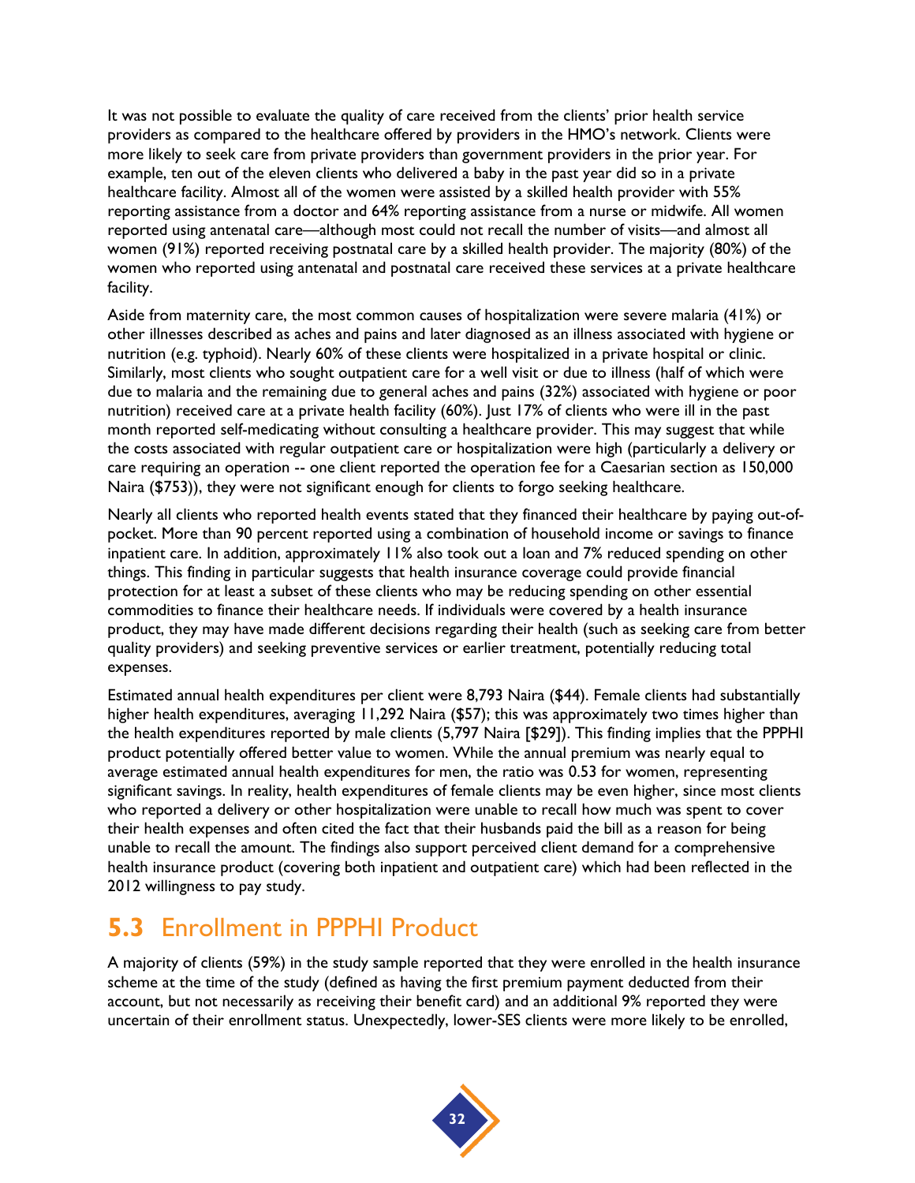It was not possible to evaluate the quality of care received from the clients' prior health service providers as compared to the healthcare offered by providers in the HMO's network. Clients were more likely to seek care from private providers than government providers in the prior year. For example, ten out of the eleven clients who delivered a baby in the past year did so in a private healthcare facility. Almost all of the women were assisted by a skilled health provider with 55% reporting assistance from a doctor and 64% reporting assistance from a nurse or midwife. All women reported using antenatal care—although most could not recall the number of visits—and almost all women (91%) reported receiving postnatal care by a skilled health provider. The majority (80%) of the women who reported using antenatal and postnatal care received these services at a private healthcare facility.

Aside from maternity care, the most common causes of hospitalization were severe malaria (41%) or other illnesses described as aches and pains and later diagnosed as an illness associated with hygiene or nutrition (e.g. typhoid). Nearly 60% of these clients were hospitalized in a private hospital or clinic. Similarly, most clients who sought outpatient care for a well visit or due to illness (half of which were due to malaria and the remaining due to general aches and pains (32%) associated with hygiene or poor nutrition) received care at a private health facility (60%). Just 17% of clients who were ill in the past month reported self-medicating without consulting a healthcare provider. This may suggest that while the costs associated with regular outpatient care or hospitalization were high (particularly a delivery or care requiring an operation -- one client reported the operation fee for a Caesarian section as 150,000 Naira ($753)), they were not significant enough for clients to forgo seeking healthcare.

Nearly all clients who reported health events stated that they financed their healthcare by paying out-of-pocket. More than 90 percent reported using a combination of household income or savings to finance inpatient care. In addition, approximately 11% also took out a loan and 7% reduced spending on other things. This finding in particular suggests that health insurance coverage could provide financial protection for at least a subset of these clients who may be reducing spending on other essential commodities to finance their healthcare needs. If individuals were covered by a health insurance product, they may have made different decisions regarding their health (such as seeking care from better quality providers) and seeking preventive services or earlier treatment, potentially reducing total expenses.

Estimated annual health expenditures per client were 8,793 Naira ($44). Female clients had substantially higher health expenditures, averaging 11,292 Naira ($57); this was approximately two times higher than the health expenditures reported by male clients (5,797 Naira [$29]). This finding implies that the PPPHI product potentially offered better value to women. While the annual premium was nearly equal to average estimated annual health expenditures for men, the ratio was 0.53 for women, representing significant savings. In reality, health expenditures of female clients may be even higher, since most clients who reported a delivery or other hospitalization were unable to recall how much was spent to cover their health expenses and often cited the fact that their husbands paid the bill as a reason for being unable to recall the amount. The findings also support perceived client demand for a comprehensive health insurance product (covering both inpatient and outpatient care) which had been reflected in the 2012 willingness to pay study.

## 5.3 Enrollment in PPPHI Product

A majority of clients (59%) in the study sample reported that they were enrolled in the health insurance scheme at the time of the study (defined as having the first premium payment deducted from their account, but not necessarily as receiving their benefit card) and an additional 9% reported they were uncertain of their enrollment status. Unexpectedly, lower-SES clients were more likely to be enrolled,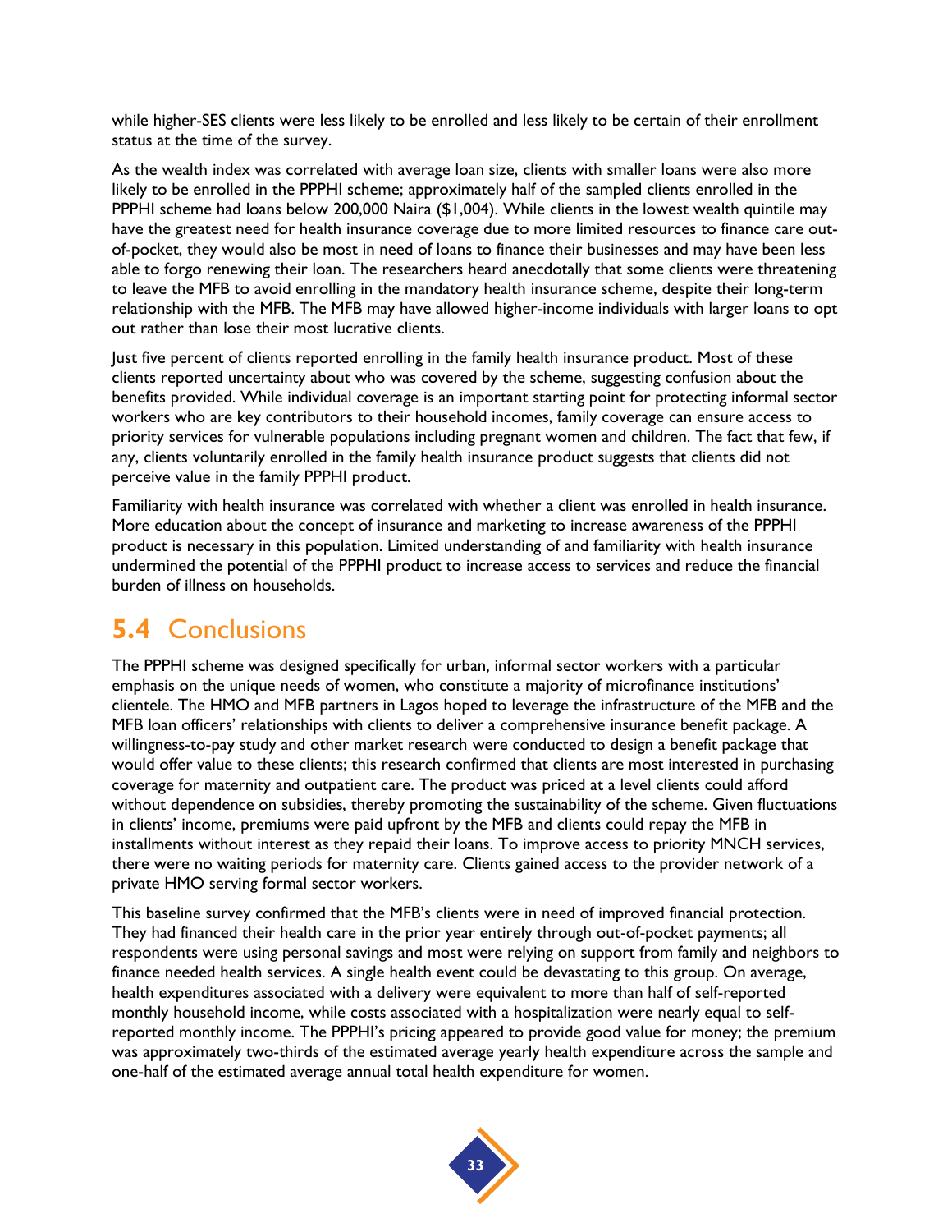while higher-SES clients were less likely to be enrolled and less likely to be certain of their enrollment status at the time of the survey.

As the wealth index was correlated with average loan size, clients with smaller loans were also more likely to be enrolled in the PPPHI scheme; approximately half of the sampled clients enrolled in the PPPHI scheme had loans below 200,000 Naira ($1,004). While clients in the lowest wealth quintile may have the greatest need for health insurance coverage due to more limited resources to finance care out-of-pocket, they would also be most in need of loans to finance their businesses and may have been less able to forgo renewing their loan. The researchers heard anecdotally that some clients were threatening to leave the MFB to avoid enrolling in the mandatory health insurance scheme, despite their long-term relationship with the MFB. The MFB may have allowed higher-income individuals with larger loans to opt out rather than lose their most lucrative clients.

Just five percent of clients reported enrolling in the family health insurance product. Most of these clients reported uncertainty about who was covered by the scheme, suggesting confusion about the benefits provided. While individual coverage is an important starting point for protecting informal sector workers who are key contributors to their household incomes, family coverage can ensure access to priority services for vulnerable populations including pregnant women and children. The fact that few, if any, clients voluntarily enrolled in the family health insurance product suggests that clients did not perceive value in the family PPPHI product.

Familiarity with health insurance was correlated with whether a client was enrolled in health insurance. More education about the concept of insurance and marketing to increase awareness of the PPPHI product is necessary in this population. Limited understanding of and familiarity with health insurance undermined the potential of the PPPHI product to increase access to services and reduce the financial burden of illness on households.

## 5.4 Conclusions

The PPPHI scheme was designed specifically for urban, informal sector workers with a particular emphasis on the unique needs of women, who constitute a majority of microfinance institutions' clientele. The HMO and MFB partners in Lagos hoped to leverage the infrastructure of the MFB and the MFB loan officers' relationships with clients to deliver a comprehensive insurance benefit package. A willingness-to-pay study and other market research were conducted to design a benefit package that would offer value to these clients; this research confirmed that clients are most interested in purchasing coverage for maternity and outpatient care. The product was priced at a level clients could afford without dependence on subsidies, thereby promoting the sustainability of the scheme. Given fluctuations in clients' income, premiums were paid upfront by the MFB and clients could repay the MFB in installments without interest as they repaid their loans. To improve access to priority MNCH services, there were no waiting periods for maternity care. Clients gained access to the provider network of a private HMO serving formal sector workers.

This baseline survey confirmed that the MFB's clients were in need of improved financial protection. They had financed their health care in the prior year entirely through out-of-pocket payments; all respondents were using personal savings and most were relying on support from family and neighbors to finance needed health services. A single health event could be devastating to this group. On average, health expenditures associated with a delivery were equivalent to more than half of self-reported monthly household income, while costs associated with a hospitalization were nearly equal to self-reported monthly income. The PPPHI's pricing appeared to provide good value for money; the premium was approximately two-thirds of the estimated average yearly health expenditure across the sample and one-half of the estimated average annual total health expenditure for women.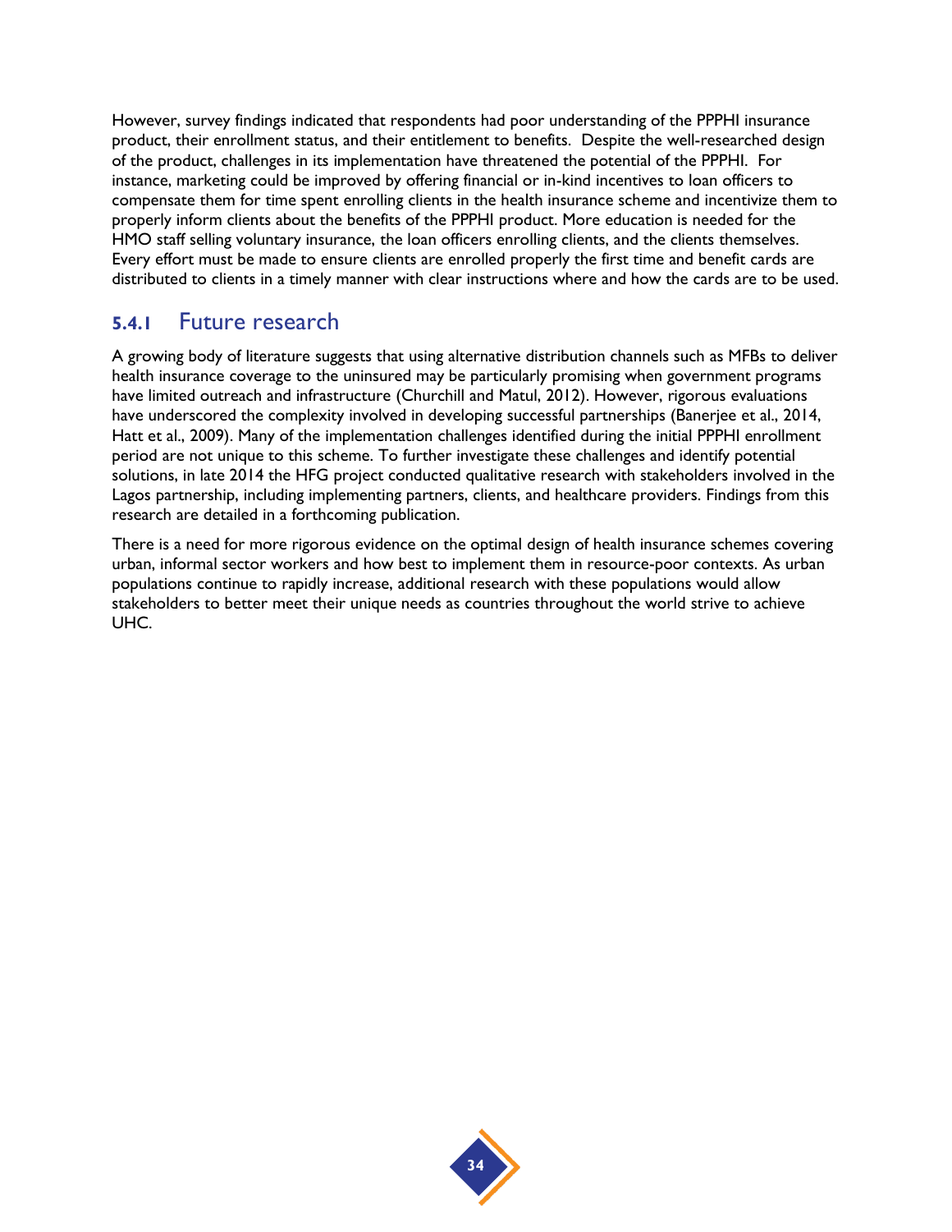However, survey findings indicated that respondents had poor understanding of the PPPHI insurance product, their enrollment status, and their entitlement to benefits. Despite the well-researched design of the product, challenges in its implementation have threatened the potential of the PPPHI. For instance, marketing could be improved by offering financial or in-kind incentives to loan officers to compensate them for time spent enrolling clients in the health insurance scheme and incentivize them to properly inform clients about the benefits of the PPPHI product. More education is needed for the HMO staff selling voluntary insurance, the loan officers enrolling clients, and the clients themselves. Every effort must be made to ensure clients are enrolled properly the first time and benefit cards are distributed to clients in a timely manner with clear instructions where and how the cards are to be used.

### 5.4.1 Future research

A growing body of literature suggests that using alternative distribution channels such as MFBs to deliver health insurance coverage to the uninsured may be particularly promising when government programs have limited outreach and infrastructure (Churchill and Matul, 2012). However, rigorous evaluations have underscored the complexity involved in developing successful partnerships (Banerjee et al., 2014, Hatt et al., 2009). Many of the implementation challenges identified during the initial PPPHI enrollment period are not unique to this scheme. To further investigate these challenges and identify potential solutions, in late 2014 the HFG project conducted qualitative research with stakeholders involved in the Lagos partnership, including implementing partners, clients, and healthcare providers. Findings from this research are detailed in a forthcoming publication.

There is a need for more rigorous evidence on the optimal design of health insurance schemes covering urban, informal sector workers and how best to implement them in resource-poor contexts. As urban populations continue to rapidly increase, additional research with these populations would allow stakeholders to better meet their unique needs as countries throughout the world strive to achieve UHC.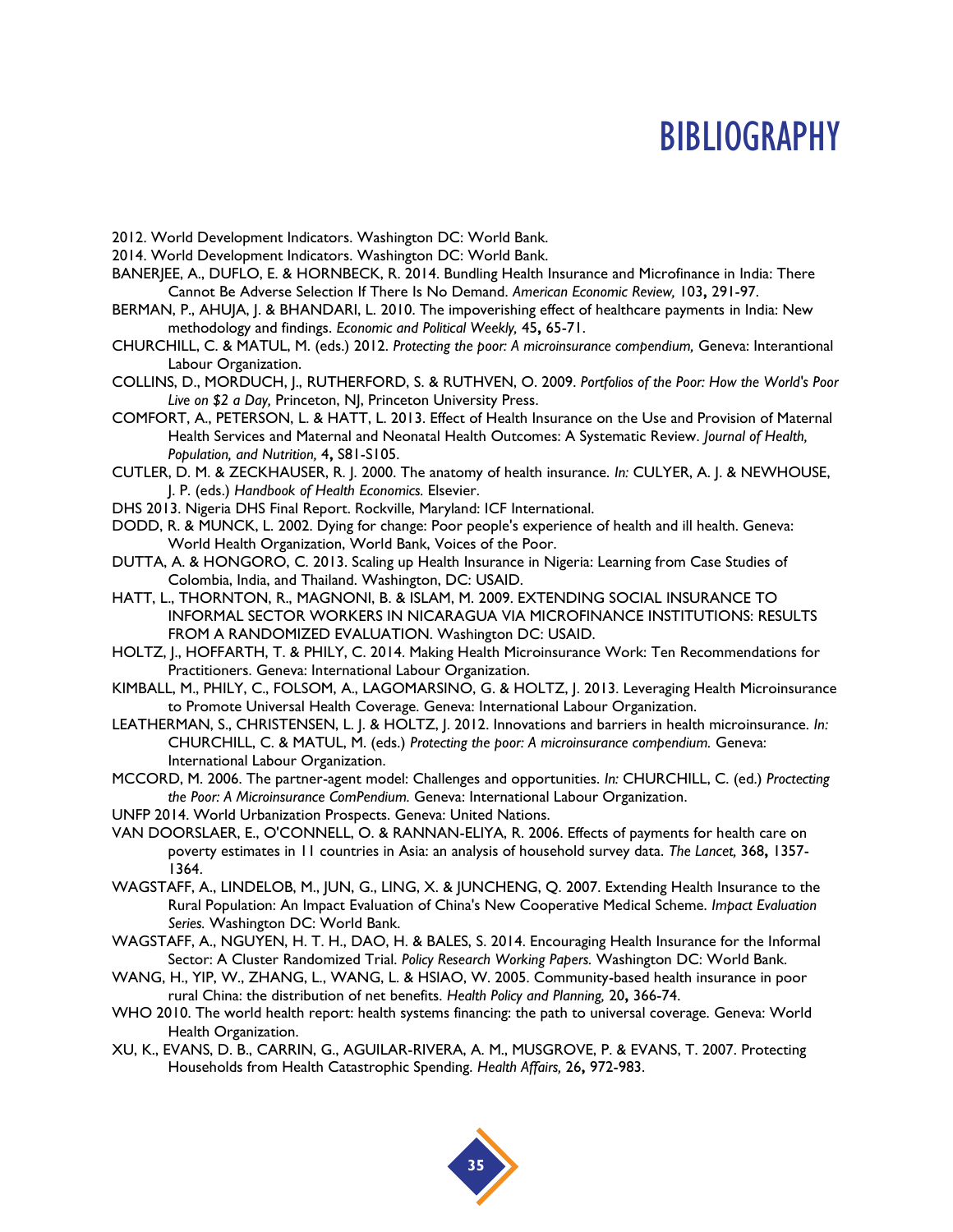# BIBLIOGRAPHY

2012. World Development Indicators. Washington DC: World Bank.

2014. World Development Indicators. Washington DC: World Bank.

BANERJEE, A., DUFLO, E. & HORNBECK, R. 2014. Bundling Health Insurance and Microfinance in India: There Cannot Be Adverse Selection If There Is No Demand. *American Economic Review,* 103**,** 291-97.

BERMAN, P., AHUJA, J. & BHANDARI, L. 2010. The impoverishing effect of healthcare payments in India: New methodology and findings. *Economic and Political Weekly,* 45**,** 65-71.

CHURCHILL, C. & MATUL, M. (eds.) 2012. *Protecting the poor: A microinsurance compendium,* Geneva: Interantional Labour Organization.

COLLINS, D., MORDUCH, J., RUTHERFORD, S. & RUTHVEN, O. 2009. *Portfolios of the Poor: How the World's Poor Live on $2 a Day,* Princeton, NJ, Princeton University Press.

COMFORT, A., PETERSON, L. & HATT, L. 2013. Effect of Health Insurance on the Use and Provision of Maternal Health Services and Maternal and Neonatal Health Outcomes: A Systematic Review. *Journal of Health, Population, and Nutrition,* 4**,** S81-S105.

CUTLER, D. M. & ZECKHAUSER, R. J. 2000. The anatomy of health insurance. *In:* CULYER, A. J. & NEWHOUSE, J. P. (eds.) *Handbook of Health Economics.* Elsevier.

DHS 2013. Nigeria DHS Final Report. Rockville, Maryland: ICF International.

DODD, R. & MUNCK, L. 2002. Dying for change: Poor people's experience of health and ill health. Geneva: World Health Organization, World Bank, Voices of the Poor.

DUTTA, A. & HONGORO, C. 2013. Scaling up Health Insurance in Nigeria: Learning from Case Studies of Colombia, India, and Thailand. Washington, DC: USAID.

HATT, L., THORNTON, R., MAGNONI, B. & ISLAM, M. 2009. EXTENDING SOCIAL INSURANCE TO INFORMAL SECTOR WORKERS IN NICARAGUA VIA MICROFINANCE INSTITUTIONS: RESULTS FROM A RANDOMIZED EVALUATION. Washington DC: USAID.

HOLTZ, J., HOFFARTH, T. & PHILY, C. 2014. Making Health Microinsurance Work: Ten Recommendations for Practitioners. Geneva: International Labour Organization.

KIMBALL, M., PHILY, C., FOLSOM, A., LAGOMARSINO, G. & HOLTZ, J. 2013. Leveraging Health Microinsurance to Promote Universal Health Coverage. Geneva: International Labour Organization.

LEATHERMAN, S., CHRISTENSEN, L. J. & HOLTZ, J. 2012. Innovations and barriers in health microinsurance. *In:* CHURCHILL, C. & MATUL, M. (eds.) *Protecting the poor: A microinsurance compendium.* Geneva: International Labour Organization.

MCCORD, M. 2006. The partner-agent model: Challenges and opportunities. *In:* CHURCHILL, C. (ed.) *Proctecting the Poor: A Microinsurance ComPendium.* Geneva: International Labour Organization.

UNFP 2014. World Urbanization Prospects. Geneva: United Nations.

VAN DOORSLAER, E., O'CONNELL, O. & RANNAN-ELIYA, R. 2006. Effects of payments for health care on poverty estimates in 11 countries in Asia: an analysis of household survey data. *The Lancet,* 368**,** 1357-1364.

WAGSTAFF, A., LINDELOB, M., JUN, G., LING, X. & JUNCHENG, Q. 2007. Extending Health Insurance to the Rural Population: An Impact Evaluation of China's New Cooperative Medical Scheme. *Impact Evaluation Series.* Washington DC: World Bank.

WAGSTAFF, A., NGUYEN, H. T. H., DAO, H. & BALES, S. 2014. Encouraging Health Insurance for the Informal Sector: A Cluster Randomized Trial. *Policy Research Working Papers.* Washington DC: World Bank.

WANG, H., YIP, W., ZHANG, L., WANG, L. & HSIAO, W. 2005. Community-based health insurance in poor rural China: the distribution of net benefits. *Health Policy and Planning,* 20**,** 366-74.

WHO 2010. The world health report: health systems financing: the path to universal coverage. Geneva: World Health Organization.

XU, K., EVANS, D. B., CARRIN, G., AGUILAR-RIVERA, A. M., MUSGROVE, P. & EVANS, T. 2007. Protecting Households from Health Catastrophic Spending. *Health Affairs,* 26**,** 972-983.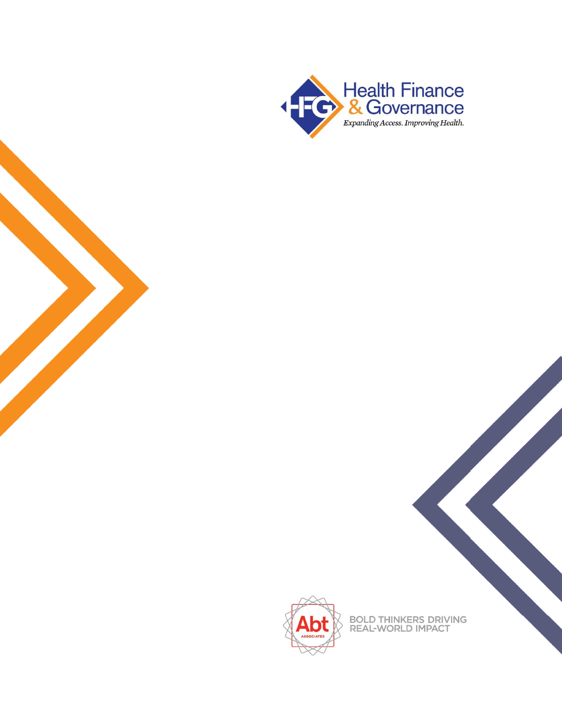Health Finance & Governance

*Expanding Access. Improving Health.*

BOLD THINKERS DRIVING REAL-WORLD IMPACT